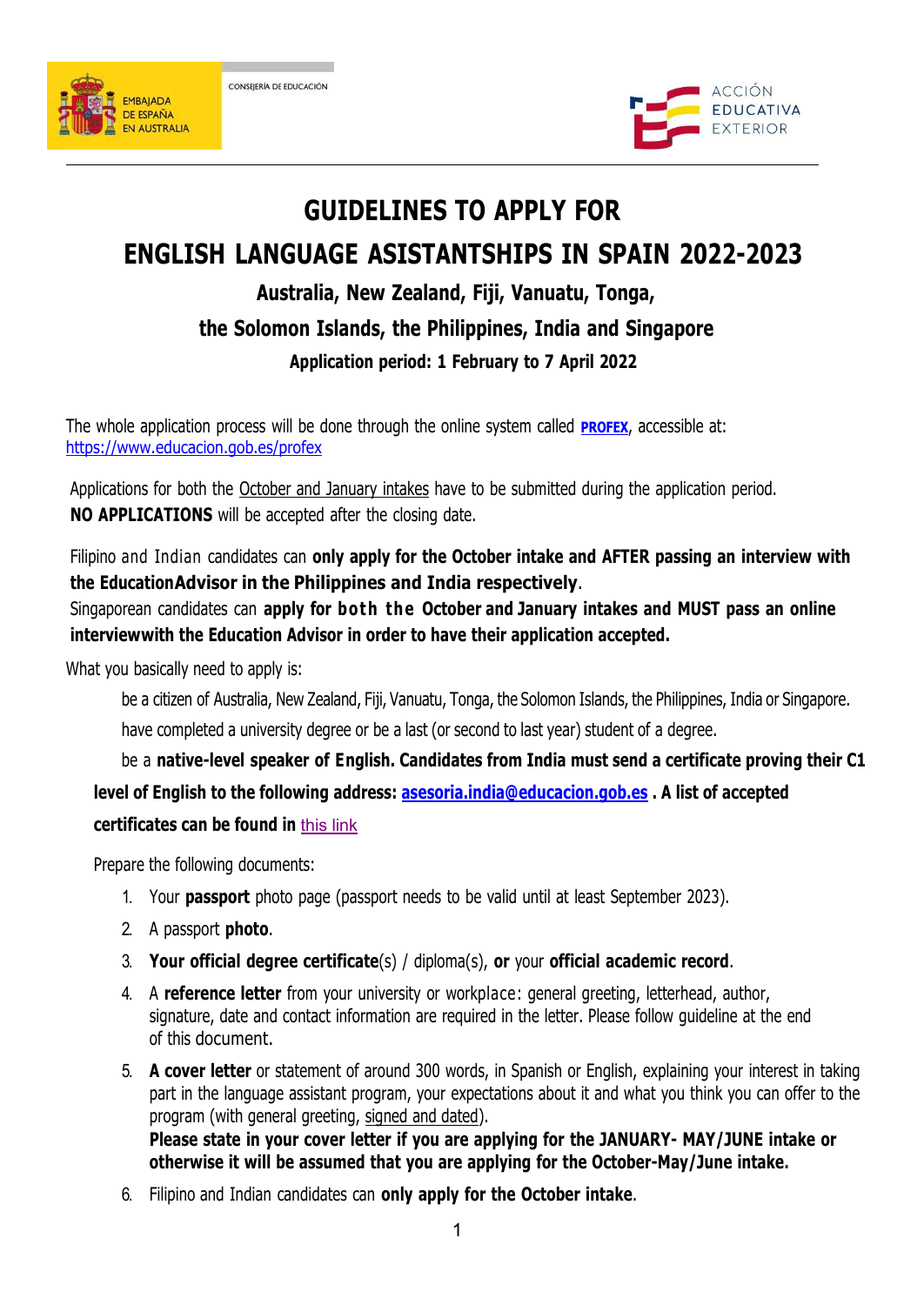EMBAJADA DE ESPAÑA EN AUSTRALIA

CONSEJERÍA DE EDUCACIÓN

ACCIÓN EDUCATIVA EXTERIOR

# GUIDELINES TO APPLY FOR

# ENGLISH LANGUAGE ASISTANTSHIPS IN SPAIN 2022-2023

## Australia, New Zealand, Fiji, Vanuatu, Tonga, the Solomon Islands, the Philippines, India and Singapore

### Application period: 1 February to 7 April 2022

The whole application process will be done through the online system called **PROFEX**, accessible at: https://www.educacion.gob.es/profex

Applications for both the October and January intakes have to be submitted during the application period. **NO APPLICATIONS** will be accepted after the closing date.

Filipino and Indian candidates can **only apply for the October intake and AFTER passing an interview with the EducationAdvisor in the Philippines and India respectively**.

Singaporean candidates can **apply for both the October and January intakes and MUST pass an online interviewwith the Education Advisor in order to have their application accepted.**

What you basically need to apply is:

- be a citizen of Australia, New Zealand, Fiji, Vanuatu, Tonga, the Solomon Islands, the Philippines, India or Singapore.
- have completed a university degree or be a last (or second to last year) student of a degree.
- be a **native-level speaker of English. Candidates from India must send a certificate proving their C1 level of English to the following address: asesoria.india@educacion.gob.es . A list of accepted certificates can be found in** this link

Prepare the following documents:

1. Your **passport** photo page (passport needs to be valid until at least September 2023).
2. A passport **photo**.
3. **Your official degree certificate**(s) / diploma(s), **or** your **official academic record**.
4. A **reference letter** from your university or workplace: general greeting, letterhead, author, signature, date and contact information are required in the letter. Please follow guideline at the end of this document.
5. **A cover letter** or statement of around 300 words, in Spanish or English, explaining your interest in taking part in the language assistant program, your expectations about it and what you think you can offer to the program (with general greeting, signed and dated).
   **Please state in your cover letter if you are applying for the JANUARY- MAY/JUNE intake or otherwise it will be assumed that you are applying for the October-May/June intake.**
6. Filipino and Indian candidates can **only apply for the October intake**.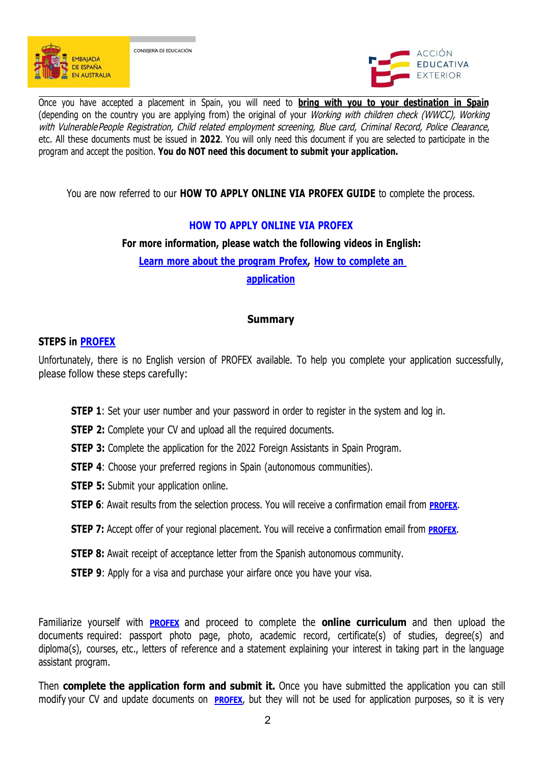Once you have accepted a placement in Spain, you will need to **bring with you to your destination in Spain** (depending on the country you are applying from) the original of your *Working with children check (WWCC), Working with Vulnerable People Registration, Child related employment screening, Blue card, Criminal Record, Police Clearance*, etc. All these documents must be issued in **2022**. You will only need this document if you are selected to participate in the program and accept the position. **You do NOT need this document to submit your application.**

You are now referred to our **HOW TO APPLY ONLINE VIA PROFEX GUIDE** to complete the process.

**HOW TO APPLY ONLINE VIA PROFEX**

**For more information, please watch the following videos in English:**

**Learn more about the program Profex**, **How to complete an application**

**Summary**

**STEPS in PROFEX**

Unfortunately, there is no English version of PROFEX available. To help you complete your application successfully, please follow these steps carefully:

**STEP 1**: Set your user number and your password in order to register in the system and log in.

**STEP 2:** Complete your CV and upload all the required documents.

**STEP 3:** Complete the application for the 2022 Foreign Assistants in Spain Program.

**STEP 4**: Choose your preferred regions in Spain (autonomous communities).

**STEP 5:** Submit your application online.

**STEP 6**: Await results from the selection process. You will receive a confirmation email from **PROFEX**.

**STEP 7:** Accept offer of your regional placement. You will receive a confirmation email from **PROFEX**.

**STEP 8:** Await receipt of acceptance letter from the Spanish autonomous community.

**STEP 9**: Apply for a visa and purchase your airfare once you have your visa.

Familiarize yourself with **PROFEX** and proceed to complete the **online curriculum** and then upload the documents required: passport photo page, photo, academic record, certificate(s) of studies, degree(s) and diploma(s), courses, etc., letters of reference and a statement explaining your interest in taking part in the language assistant program.

Then **complete the application form and submit it.** Once you have submitted the application you can still modify your CV and update documents on **PROFEX**, but they will not be used for application purposes, so it is very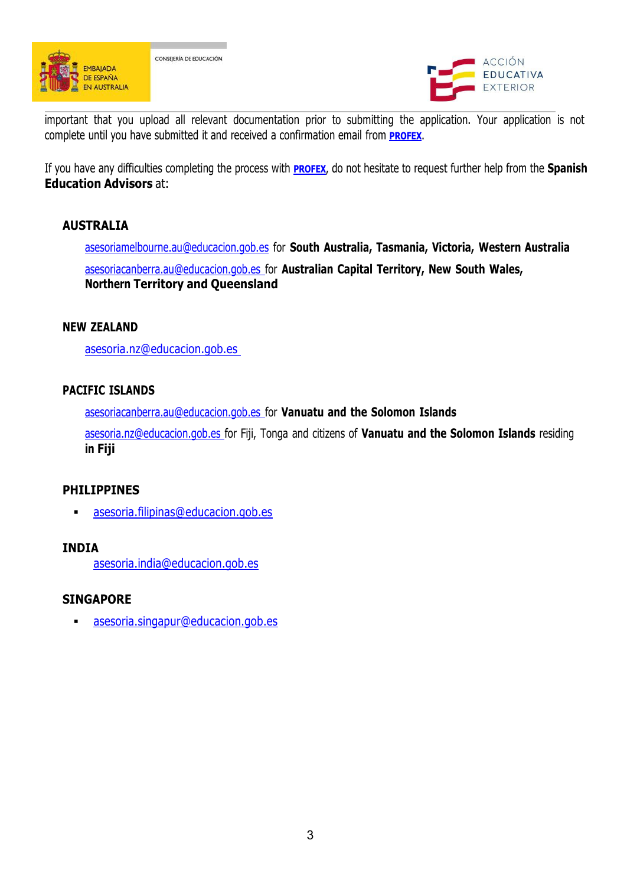important that you upload all relevant documentation prior to submitting the application. Your application is not complete until you have submitted it and received a confirmation email from **PROFEX**.

If you have any difficulties completing the process with **PROFEX**, do not hesitate to request further help from the **Spanish Education Advisors** at:

**AUSTRALIA**

asesoriamelbourne.au@educacion.gob.es for **South Australia, Tasmania, Victoria, Western Australia**

asesoriacanberra.au@educacion.gob.es for **Australian Capital Territory, New South Wales, Northern Territory and Queensland**

**NEW ZEALAND**

asesoria.nz@educacion.gob.es

**PACIFIC ISLANDS**

asesoriacanberra.au@educacion.gob.es for **Vanuatu and the Solomon Islands**

asesoria.nz@educacion.gob.es for Fiji, Tonga and citizens of **Vanuatu and the Solomon Islands** residing **in Fiji**

**PHILIPPINES**

- asesoria.filipinas@educacion.gob.es

**INDIA**

asesoria.india@educacion.gob.es

**SINGAPORE**

- asesoria.singapur@educacion.gob.es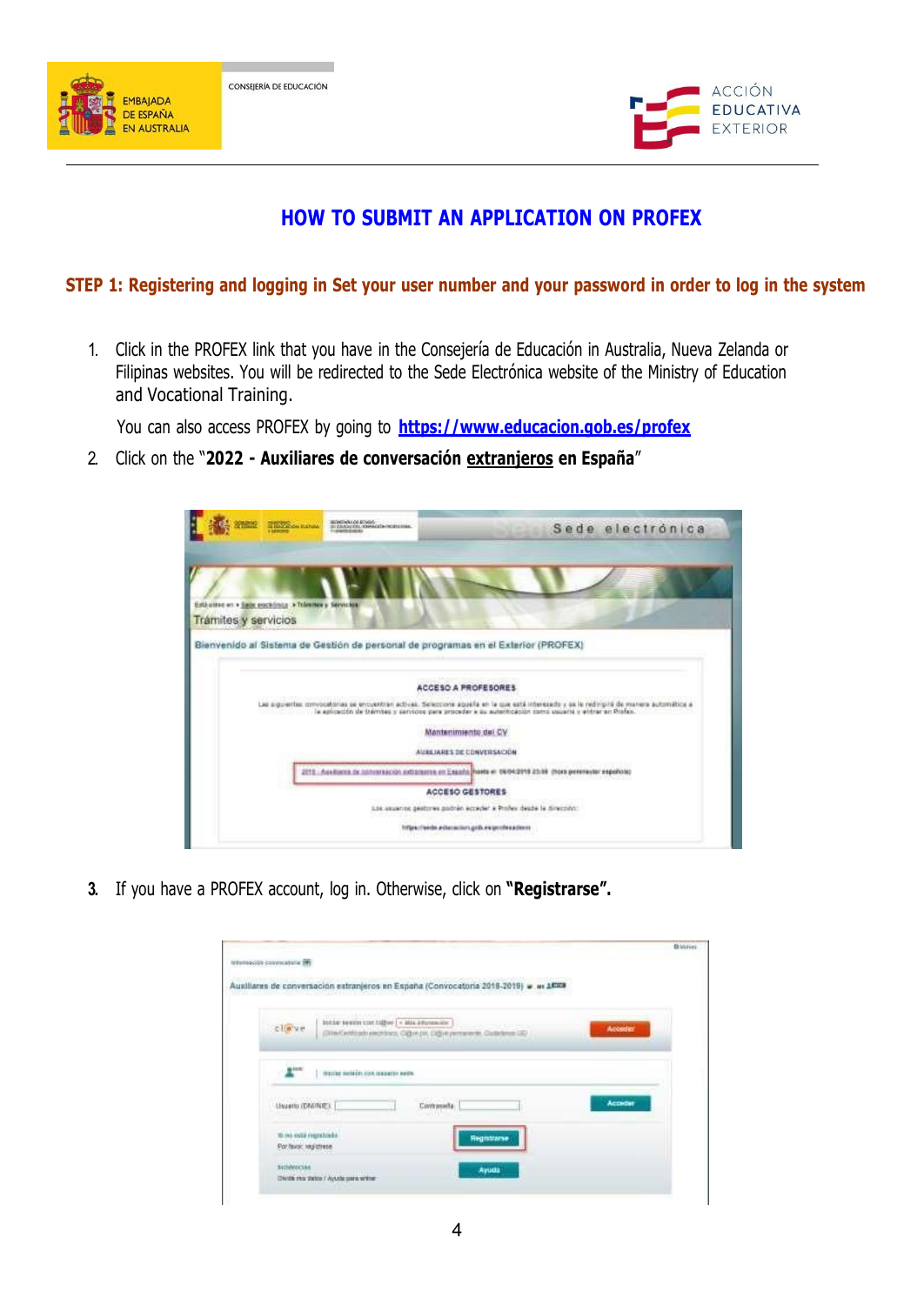# HOW TO SUBMIT AN APPLICATION ON PROFEX

## STEP 1: Registering and logging in Set your user number and your password in order to log in the system

1. Click in the PROFEX link that you have in the Consejería de Educación in Australia, Nueva Zelanda or Filipinas websites. You will be redirected to the Sede Electrónica website of the Ministry of Education and Vocational Training.

   You can also access PROFEX by going to **https://www.educacion.gob.es/profex**

2. Click on the "**2022 - Auxiliares de conversación extranjeros en España**"

3. If you have a PROFEX account, log in. Otherwise, click on **"Registrarse".**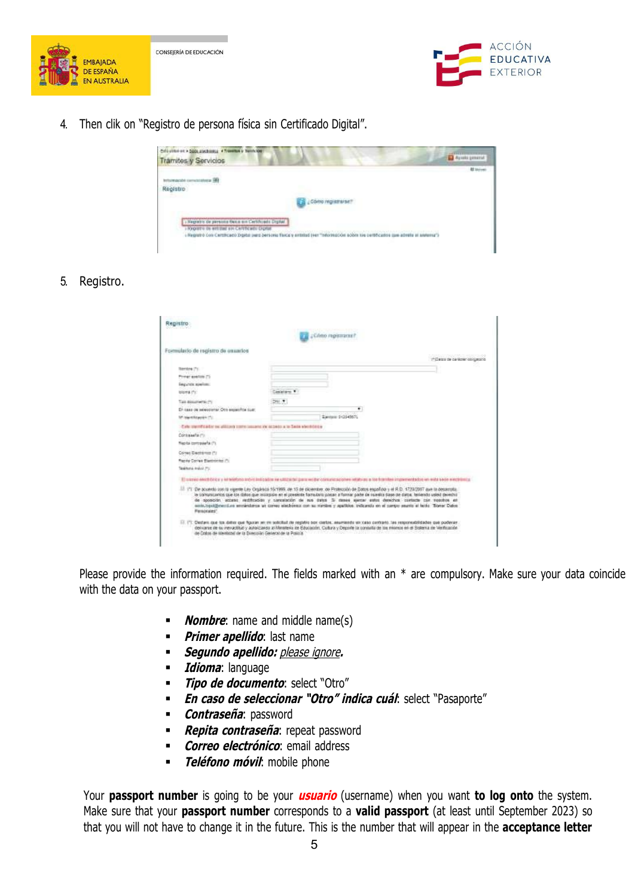4. Then clik on "Registro de persona física sin Certificado Digital".

5. Registro.

Please provide the information required. The fields marked with an * are compulsory. Make sure your data coincide with the data on your passport.

- ***Nombre***: name and middle name(s)
- ***Primer apellido***: last name
- ***Segundo apellido:*** *please ignore*.
- ***Idioma***: language
- ***Tipo de documento***: select "Otro"
- ***En caso de seleccionar "Otro" indica cuál***: select "Pasaporte"
- ***Contraseña***: password
- ***Repita contraseña***: repeat password
- ***Correo electrónico***: email address
- ***Teléfono móvil***: mobile phone

Your **passport number** is going to be your ***usuario*** (username) when you want **to log onto** the system. Make sure that your **passport number** corresponds to a **valid passport** (at least until September 2023) so that you will not have to change it in the future. This is the number that will appear in the **acceptance letter**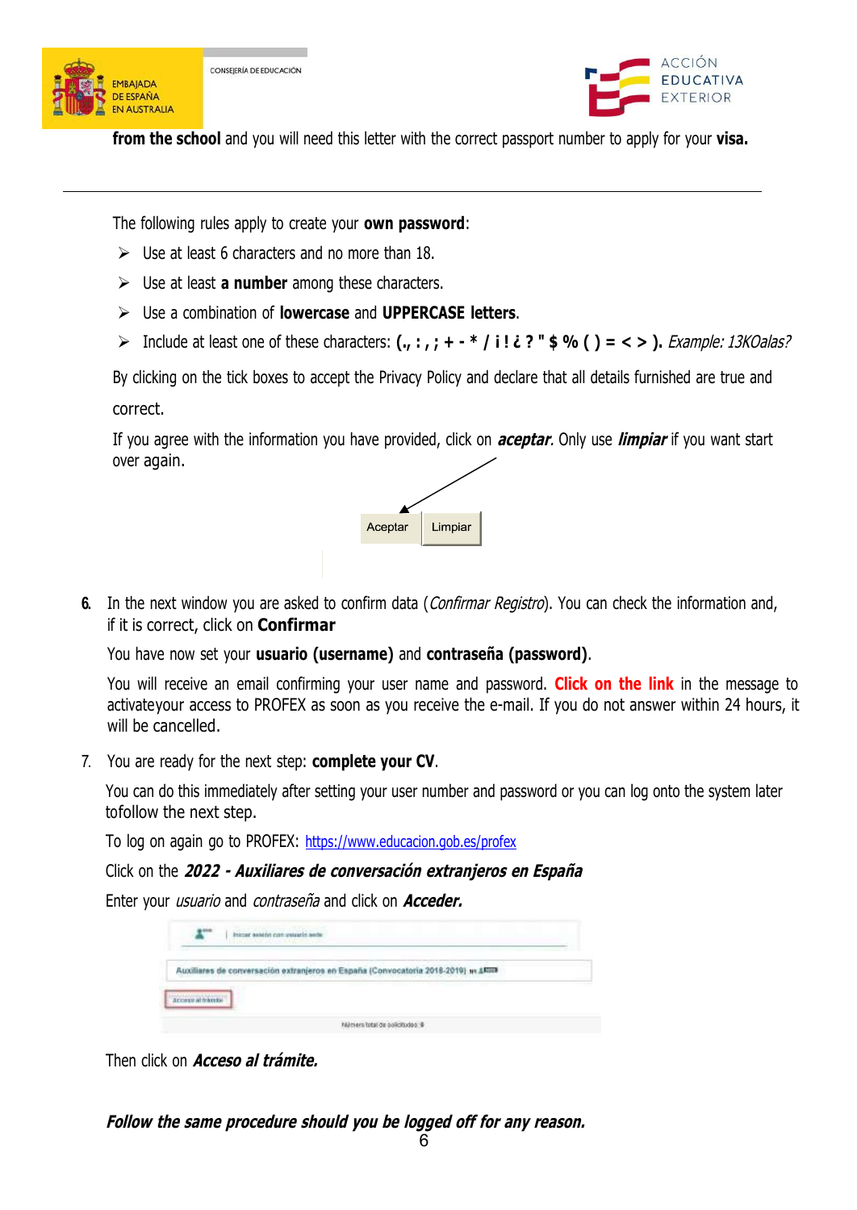**from the school** and you will need this letter with the correct passport number to apply for your **visa.**

---

The following rules apply to create your **own password**:

- Use at least 6 characters and no more than 18.
- Use at least **a number** among these characters.
- Use a combination of **lowercase** and **UPPERCASE letters**.
- Include at least one of these characters: **(., : , ; + - * / i ! ¿ ? " $ % ( ) = < > ).** *Example: 13KOalas?*

By clicking on the tick boxes to accept the Privacy Policy and declare that all details furnished are true and correct.

If you agree with the information you have provided, click on ***aceptar***. Only use ***limpiar*** if you want start over again.

Aceptar | Limpiar

6. In the next window you are asked to confirm data (*Confirmar Registro*). You can check the information and, if it is correct, click on **Confirmar**

   You have now set your **usuario (username)** and **contraseña (password)**.

   You will receive an email confirming your user name and password. **Click on the link** in the message to activateyour access to PROFEX as soon as you receive the e-mail. If you do not answer within 24 hours, it will be cancelled.

7. You are ready for the next step: **complete your CV**.

   You can do this immediately after setting your user number and password or you can log onto the system later tofollow the next step.

   To log on again go to PROFEX: https://www.educacion.gob.es/profex

   Click on the ***2022 - Auxiliares de conversación extranjeros en España***

   Enter your *usuario* and *contraseña* and click on ***Acceder.***

   Then click on ***Acceso al trámite.***

***Follow the same procedure should you be logged off for any reason.***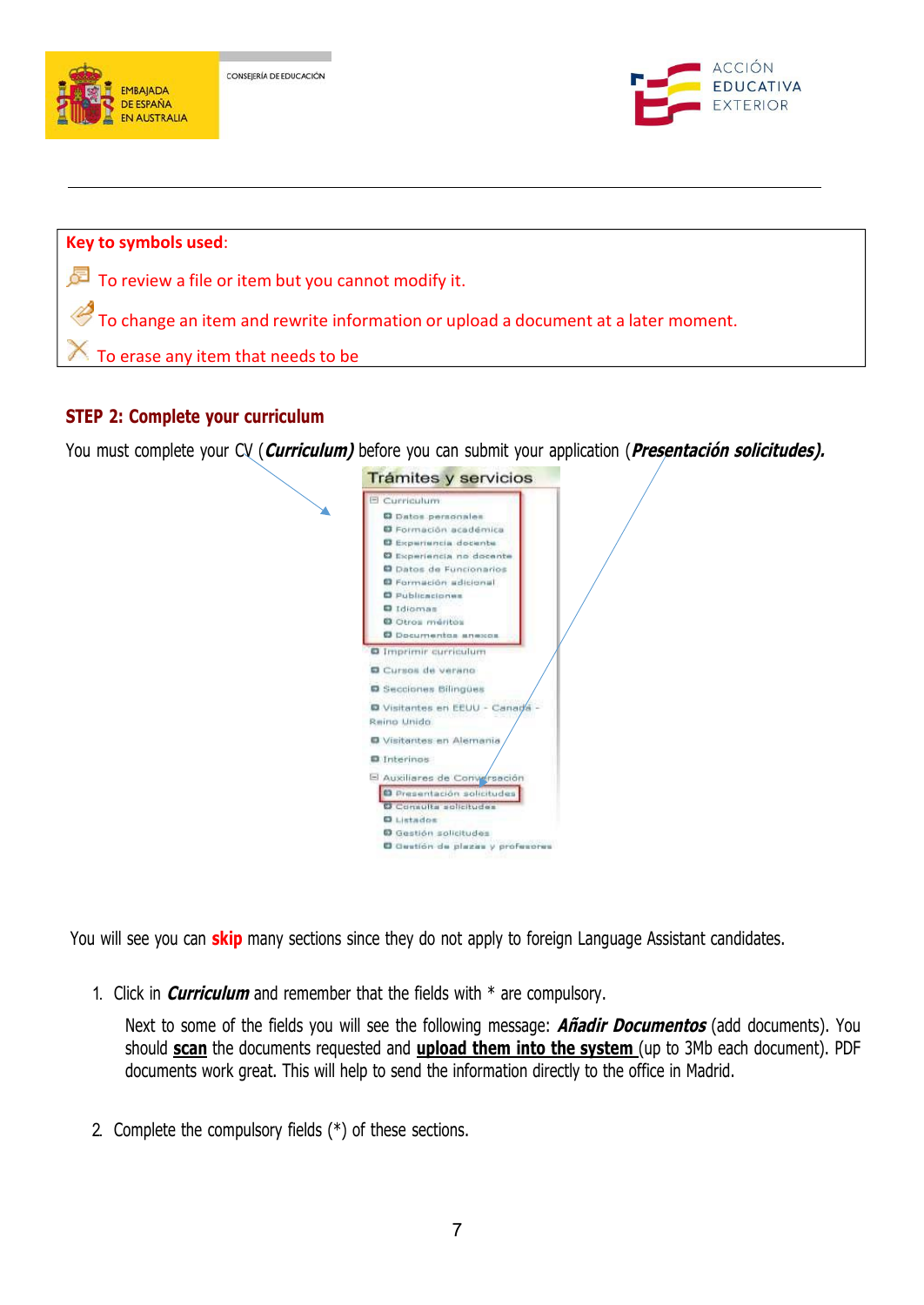**Key to symbols used**:

To review a file or item but you cannot modify it.

To change an item and rewrite information or upload a document at a later moment.

To erase any item that needs to be

## STEP 2: Complete your curriculum

You must complete your CV (***Curriculum)*** before you can submit your application (***Presentación solicitudes).***

Trámites y servicios

- Curriculum
  - Datos personales
  - Formación académica
  - Experiencia docente
  - Experiencia no docente
  - Datos de Funcionarios
  - Formación adicional
  - Publicaciones
  - Idiomas
  - Otros méritos
  - Documentos anexos
- Imprimir curriculum
- Cursos de verano
- Secciones Bilingües
- Visitantes en EEUU - Canadá - Reino Unido
- Visitantes en Alemania
- Interinos
- Auxiliares de Conversación
  - Presentación solicitudes
  - Consulta solicitudes
  - Listados
  - Gestión solicitudes
  - Gestión de plazas y profesores

You will see you can **skip** many sections since they do not apply to foreign Language Assistant candidates.

1. Click in ***Curriculum*** and remember that the fields with * are compulsory.

   Next to some of the fields you will see the following message: ***Añadir Documentos*** (add documents). You should **scan** the documents requested and **upload them into the system** (up to 3Mb each document). PDF documents work great. This will help to send the information directly to the office in Madrid.

2. Complete the compulsory fields (*) of these sections.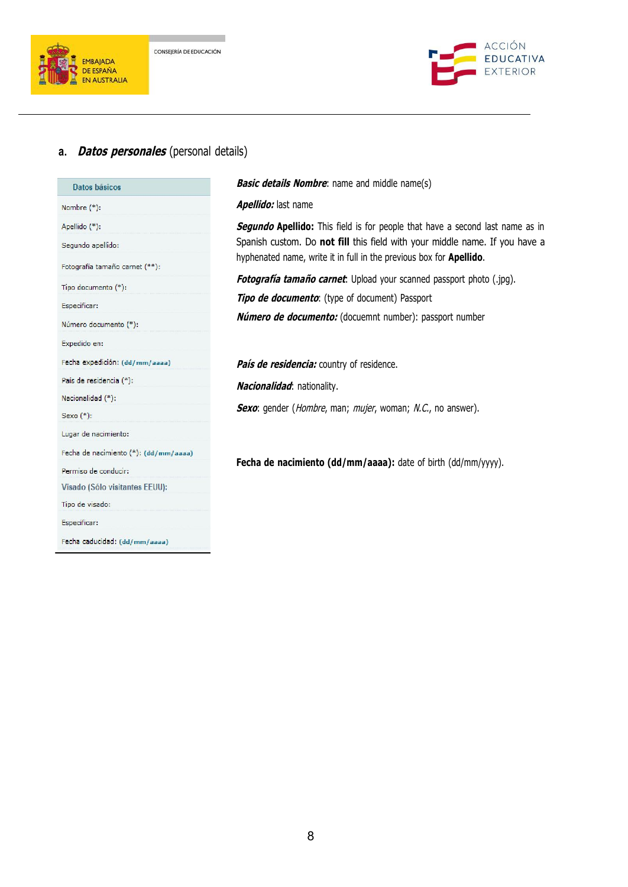a. ***Datos personales*** (personal details)

| Datos básicos |
|---|
| Nombre (*): |
| Apellido (*): |
| Segundo apellido: |
| Fotografía tamaño carnet (**): |
| Tipo documento (*): |
| Especificar: |
| Número documento (*): |
| Expedido en: |
| Fecha expedición: (dd/mm/aaaa) |
| País de residencia (*): |
| Nacionalidad (*): |
| Sexo (*): |
| Lugar de nacimiento: |
| Fecha de nacimiento (*): (dd/mm/aaaa) |
| Permiso de conducir: |
| Visado (Sólo visitantes EEUU): |
| Tipo de visado: |
| Especificar: |
| Fecha caducidad: (dd/mm/aaaa) |

***Basic details Nombre***: name and middle name(s)

***Apellido:*** last name

***Segundo* Apellido:** This field is for people that have a second last name as in Spanish custom. Do **not fill** this field with your middle name. If you have a hyphenated name, write it in full in the previous box for **Apellido**.

***Fotografía tamaño carnet***: Upload your scanned passport photo (.jpg).

***Tipo de documento***: (type of document) Passport

***Número de documento:*** (docuemnt number): passport number

***País de residencia:*** country of residence.

***Nacionalidad***: nationality.

***Sexo***: gender (*Hombre*, man; *mujer*, woman; *N.C.*, no answer).

**Fecha de nacimiento (dd/mm/aaaa):** date of birth (dd/mm/yyyy).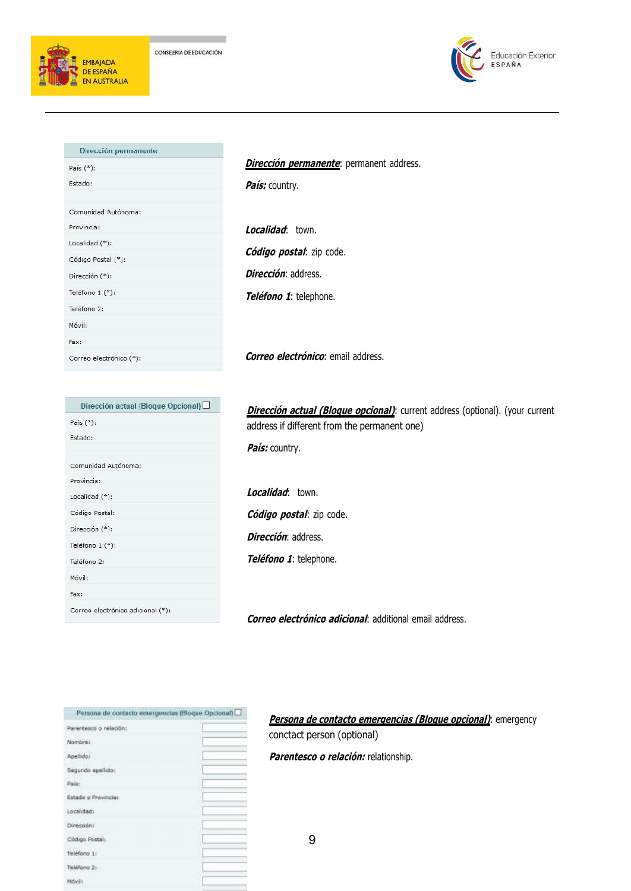| Dirección permanente |
| --- |
| País (*): |
| Estado: |
| Comunidad Autónoma: |
| Provincia: |
| Localidad (*): |
| Código Postal (*): |
| Dirección (*): |
| Teléfono 1 (*): |
| Teléfono 2: |
| Móvil: |
| Fax: |
| Correo electrónico (*): |

***Dirección permanente***: permanent address.

***País:*** country.

***Localidad***: town.

***Código postal***: zip code.

***Dirección***: address.

***Teléfono 1***: telephone.

***Correo electrónico***: email address.

| Dirección actual (Bloque Opcional) ☐ |
| --- |
| País (*): |
| Estado: |
| Comunidad Autónoma: |
| Provincia: |
| Localidad (*): |
| Código Postal: |
| Dirección (*): |
| Teléfono 1 (*): |
| Teléfono 2: |
| Móvil: |
| Fax: |
| Correo electrónico adicional (*): |

***Dirección actual (Bloque opcional)***: current address (optional). (your current address if different from the permanent one)

***País:*** country.

***Localidad***: town.

***Código postal***: zip code.

***Dirección***: address.

***Teléfono 1***: telephone.

***Correo electrónico adicional***: additional email address.

| Persona de contacto emergencias (Bloque Opcional) ☐ | |
| --- | --- |
| Parentesco o relación: | |
| Nombre: | |
| Apellido: | |
| Segundo apellido: | |
| País: | |
| Estado o Provincia: | |
| Localidad: | |
| Dirección: | |
| Código Postal: | |
| Teléfono 1: | |
| Teléfono 2: | |
| Móvil: | |

***Persona de contacto emergencias (Bloque opcional)***: emergency conctact person (optional)

***Parentesco o relación:*** relationship.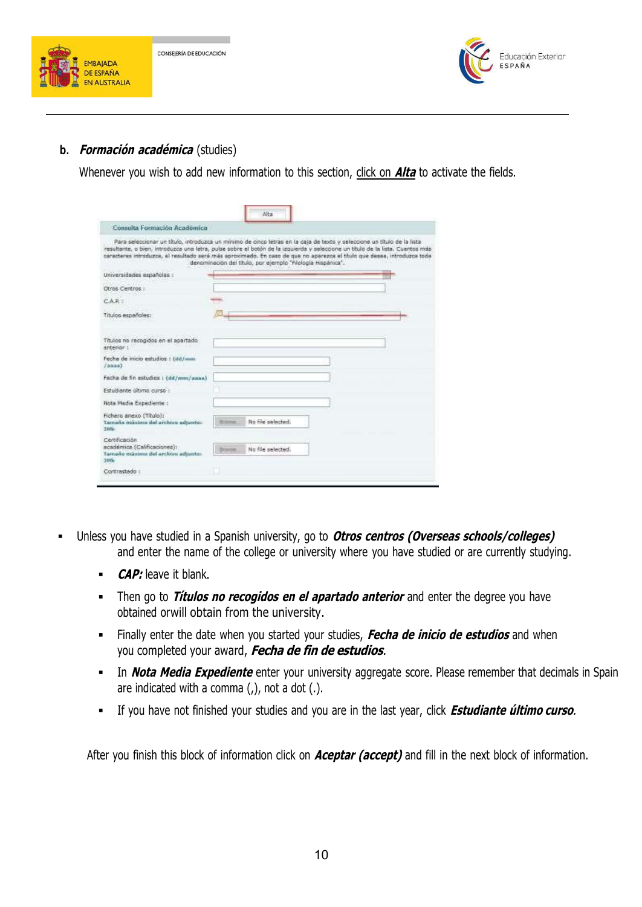**b.** ***Formación académica*** (studies)

Whenever you wish to add new information to this section, click on ***Alta*** to activate the fields.

Alta

Consulta Formación Académica

Para seleccionar un título, introduzca un mínimo de cinco letras en la caja de texto y seleccione un título de la lista resultante, o bien, introduzca una letra, pulse sobre el botón de la izquierda y seleccione un título de la lista. Cuantos más caracteres introduzca, el resultado será más aproximado. En caso de que no aparezca el título que desea, introduzca toda denominación del título, por ejemplo "Filología Hispánica".

Universidades españolas :

Otros Centros :

C.A.P. :

Títulos españoles:

Títulos no recogidos en el apartado anterior :

Fecha de inicio estudios : (dd/mm/aaaa)

Fecha de fin estudios : (dd/mm/aaaa)

Estudiante último curso :

Nota Media Expediente :

Fichero anexo (Título): Tamaño máximo del archivo adjunto: 3Mb — Browse... No file selected.

Certificación académica (Calificaciones): Tamaño máximo del archivo adjunto: 3Mb — Browse... No file selected.

Contrastado :

- Unless you have studied in a Spanish university, go to ***Otros centros (Overseas schools/colleges)*** and enter the name of the college or university where you have studied or are currently studying.
  - ***CAP:*** leave it blank.
  - Then go to ***Títulos no recogidos en el apartado anterior*** and enter the degree you have obtained orwill obtain from the university.
  - Finally enter the date when you started your studies, ***Fecha de inicio de estudios*** and when you completed your award, ***Fecha de fin de estudios***.
  - In ***Nota Media Expediente*** enter your university aggregate score. Please remember that decimals in Spain are indicated with a comma (,), not a dot (.).
  - If you have not finished your studies and you are in the last year, click ***Estudiante último curso***.

After you finish this block of information click on ***Aceptar (accept)*** and fill in the next block of information.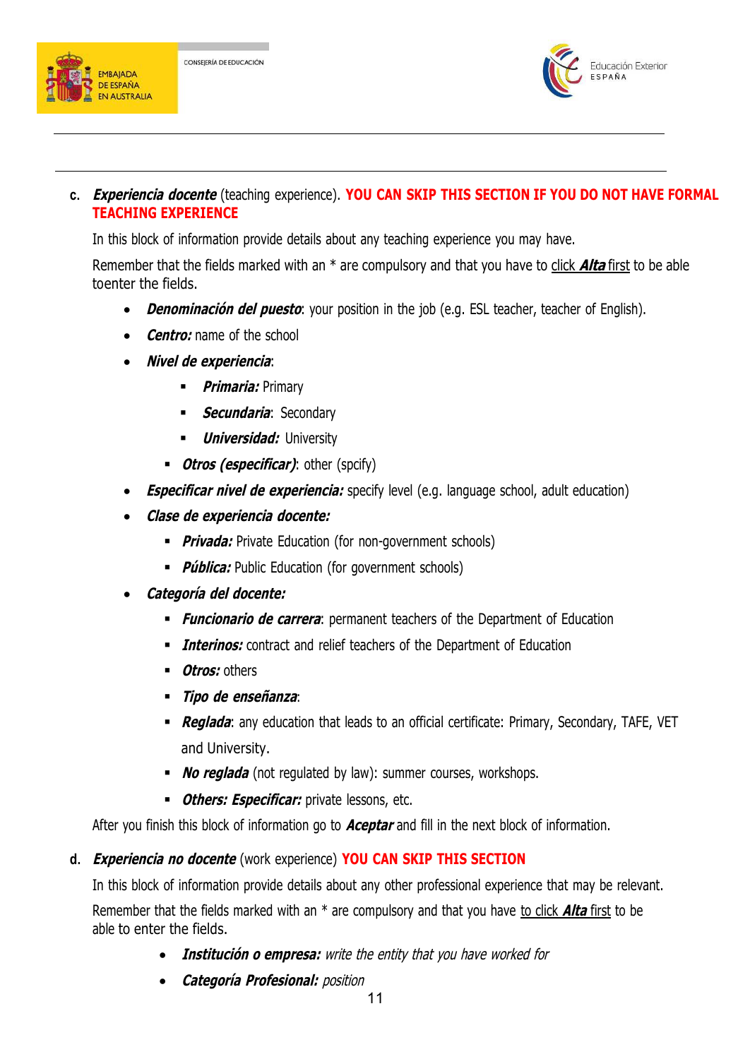c. ***Experiencia docente*** (teaching experience). **YOU CAN SKIP THIS SECTION IF YOU DO NOT HAVE FORMAL TEACHING EXPERIENCE**

In this block of information provide details about any teaching experience you may have.

Remember that the fields marked with an * are compulsory and that you have to click ***Alta*** first to be able toenter the fields.

- ***Denominación del puesto***: your position in the job (e.g. ESL teacher, teacher of English).
- ***Centro:*** name of the school
- ***Nivel de experiencia***:
  - ***Primaria:*** Primary
  - ***Secundaria***: Secondary
  - ***Universidad:*** University
  - ***Otros (especificar)***: other (spcify)
- ***Especificar nivel de experiencia:*** specify level (e.g. language school, adult education)
- ***Clase de experiencia docente:***
  - ***Privada:*** Private Education (for non-government schools)
  - ***Pública:*** Public Education (for government schools)
- ***Categoría del docente:***
  - ***Funcionario de carrera***: permanent teachers of the Department of Education
  - ***Interinos:*** contract and relief teachers of the Department of Education
  - ***Otros:*** others
  - ***Tipo de enseñanza***:
  - ***Reglada***: any education that leads to an official certificate: Primary, Secondary, TAFE, VET and University.
  - ***No reglada*** (not regulated by law): summer courses, workshops.
  - ***Others: Especificar:*** private lessons, etc.

After you finish this block of information go to ***Aceptar*** and fill in the next block of information.

d. ***Experiencia no docente*** (work experience) **YOU CAN SKIP THIS SECTION**

In this block of information provide details about any other professional experience that may be relevant.

Remember that the fields marked with an * are compulsory and that you have to click ***Alta*** first to be able to enter the fields.

- ***Institución o empresa:*** *write the entity that you have worked for*
- ***Categoría Profesional:*** *position*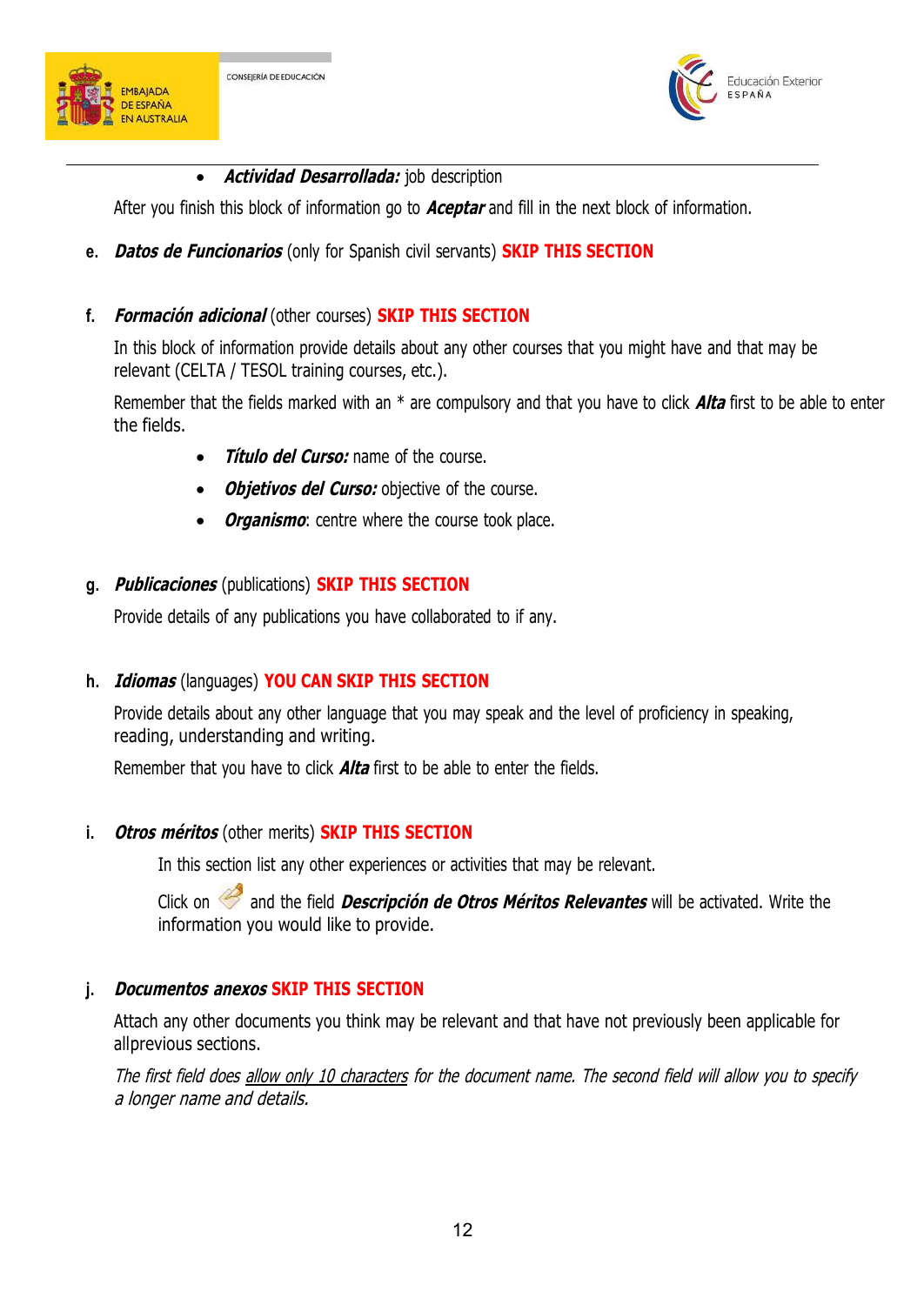- ***Actividad Desarrollada:*** job description

After you finish this block of information go to ***Aceptar*** and fill in the next block of information.

e. ***Datos de Funcionarios*** (only for Spanish civil servants) **SKIP THIS SECTION**

f. ***Formación adicional*** (other courses) **SKIP THIS SECTION**

In this block of information provide details about any other courses that you might have and that may be relevant (CELTA / TESOL training courses, etc.).

Remember that the fields marked with an * are compulsory and that you have to click ***Alta*** first to be able to enter the fields.

- ***Título del Curso:*** name of the course.
- ***Objetivos del Curso:*** objective of the course.
- ***Organismo***: centre where the course took place.

g. ***Publicaciones*** (publications) **SKIP THIS SECTION**

Provide details of any publications you have collaborated to if any.

h. ***Idiomas*** (languages) **YOU CAN SKIP THIS SECTION**

Provide details about any other language that you may speak and the level of proficiency in speaking, reading, understanding and writing.

Remember that you have to click ***Alta*** first to be able to enter the fields.

i. ***Otros méritos*** (other merits) **SKIP THIS SECTION**

In this section list any other experiences or activities that may be relevant.

Click on and the field ***Descripción de Otros Méritos Relevantes*** will be activated. Write the information you would like to provide.

j. ***Documentos anexos*** **SKIP THIS SECTION**

Attach any other documents you think may be relevant and that have not previously been applicable for allprevious sections.

*The first field does allow only 10 characters for the document name. The second field will allow you to specify a longer name and details.*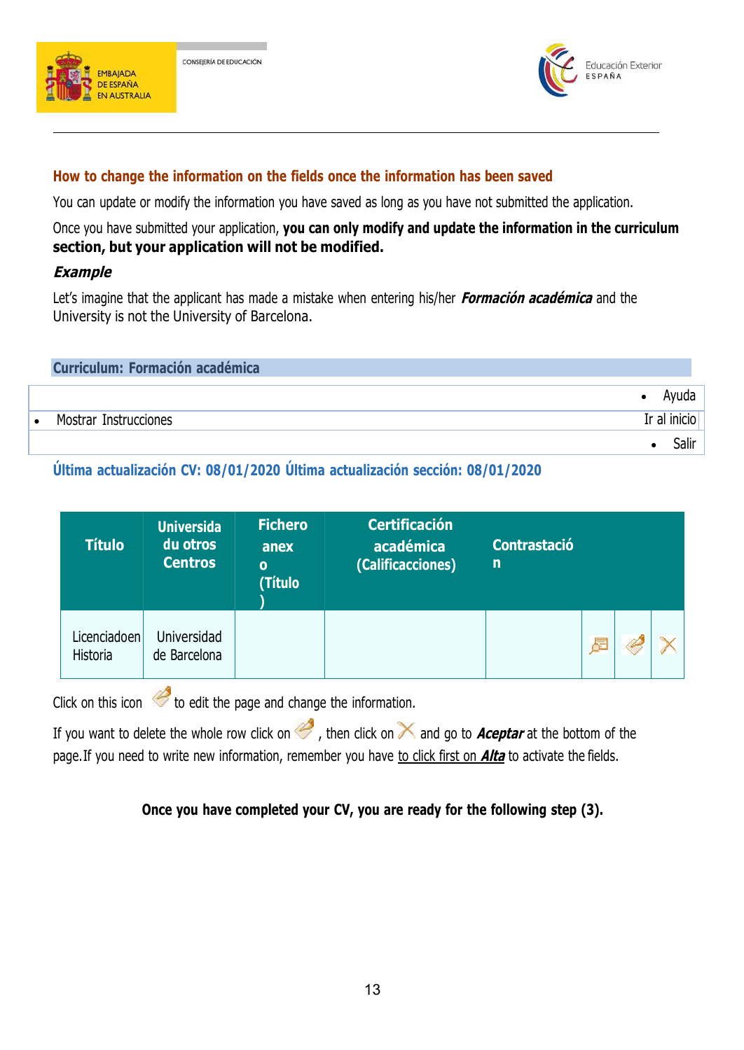EMBAJADA DE ESPAÑA EN AUSTRALIA

CONSEJERÍA DE EDUCACIÓN

Educación Exterior ESPAÑA

---

## How to change the information on the fields once the information has been saved

You can update or modify the information you have saved as long as you have not submitted the application.

Once you have submitted your application, **you can only modify and update the information in the curriculum section, but your application will not be modified.**

### *Example*

Let's imagine that the applicant has made a mistake when entering his/her ***Formación académica*** and the University is not the University of Barcelona.

**Curriculum: Formación académica**

- Ayuda
- Mostrar Instrucciones
- Ir al inicio
- Salir

**Última actualización CV: 08/01/2020 Última actualización sección: 08/01/2020**

| Título | Universidad u otros Centros | Fichero anexo (Título) | Certificación académica (Calificacciones) | Contrastación | | | |
|---|---|---|---|---|---|---|---|
| Licenciadoen Historia | Universidad de Barcelona | | | | | | |

Click on this icon to edit the page and change the information.

If you want to delete the whole row click on , then click on and go to ***Aceptar*** at the bottom of the page. If you need to write new information, remember you have to click first on ***Alta*** to activate the fields.

**Once you have completed your CV, you are ready for the following step (3).**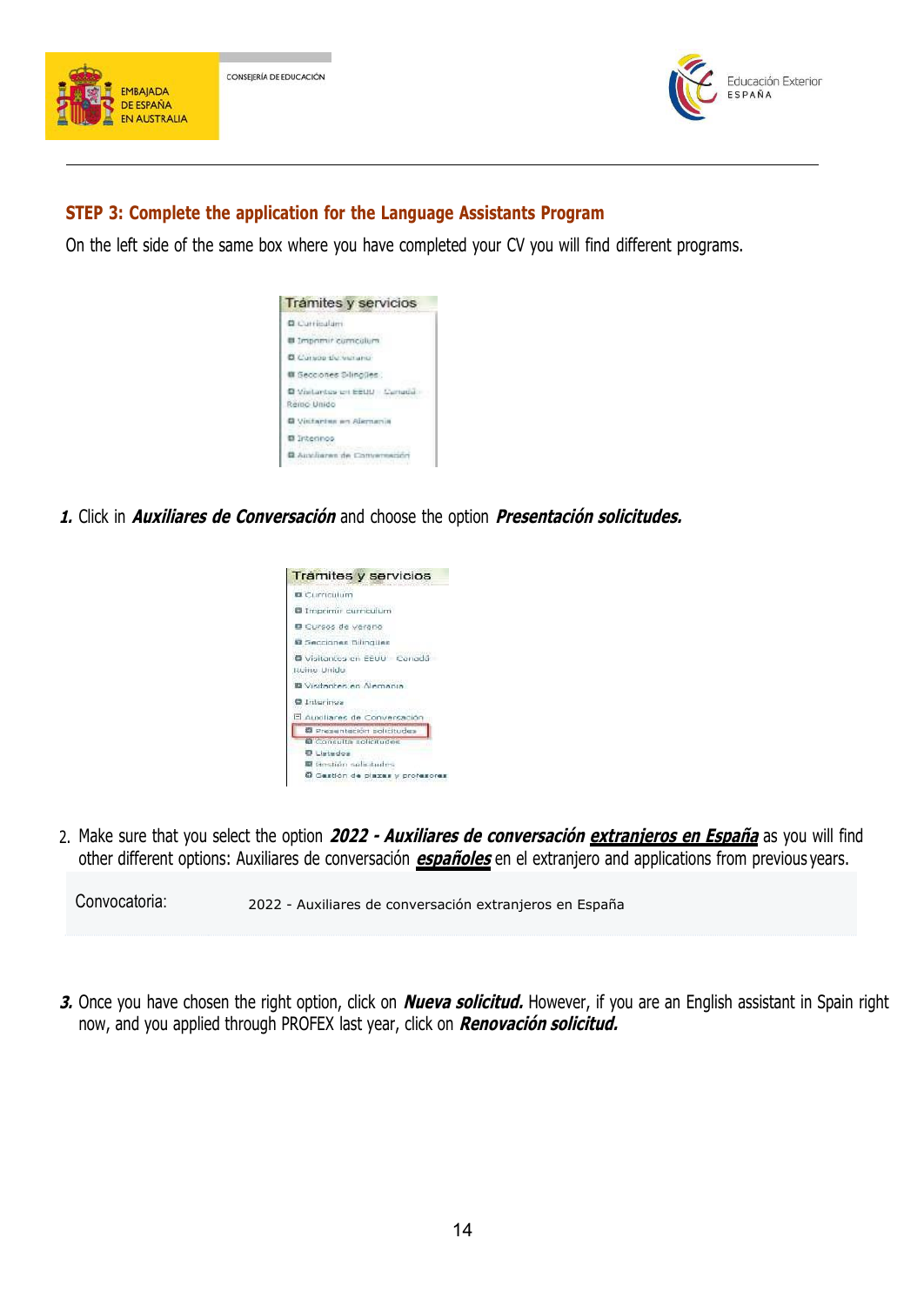## STEP 3: Complete the application for the Language Assistants Program

On the left side of the same box where you have completed your CV you will find different programs.

Trámites y servicios

- Curriculum
- Imprimir curriculum
- Cursos de verano
- Secciones Bilingües
- Visitantes en EEUU - Canadá - Reino Unido
- Visitantes en Alemania
- Interinos
- Auxiliares de Conversación

***1.*** Click in ***Auxiliares de Conversación*** and choose the option ***Presentación solicitudes.***

Trámites y servicios

- Curriculum
- Imprimir curriculum
- Cursos de verano
- Secciones Bilingües
- Visitantes en EEUU - Canadá - Reino Unido
- Visitantes en Alemania
- Interinos
- Auxiliares de Conversación
  - Presentación solicitudes
  - Consulta solicitudes
  - Listados
  - Gestión solicitudes
  - Gestión de plazas y profesores

2. Make sure that you select the option ***2022 - Auxiliares de conversación <u>extranjeros en España</u>*** as you will find other different options: Auxiliares de conversación ***<u>españoles</u>*** en el extranjero and applications from previous years.

| Convocatoria: | 2022 - Auxiliares de conversación extranjeros en España |
|---|---|

***3.*** Once you have chosen the right option, click on ***Nueva solicitud.*** However, if you are an English assistant in Spain right now, and you applied through PROFEX last year, click on ***Renovación solicitud.***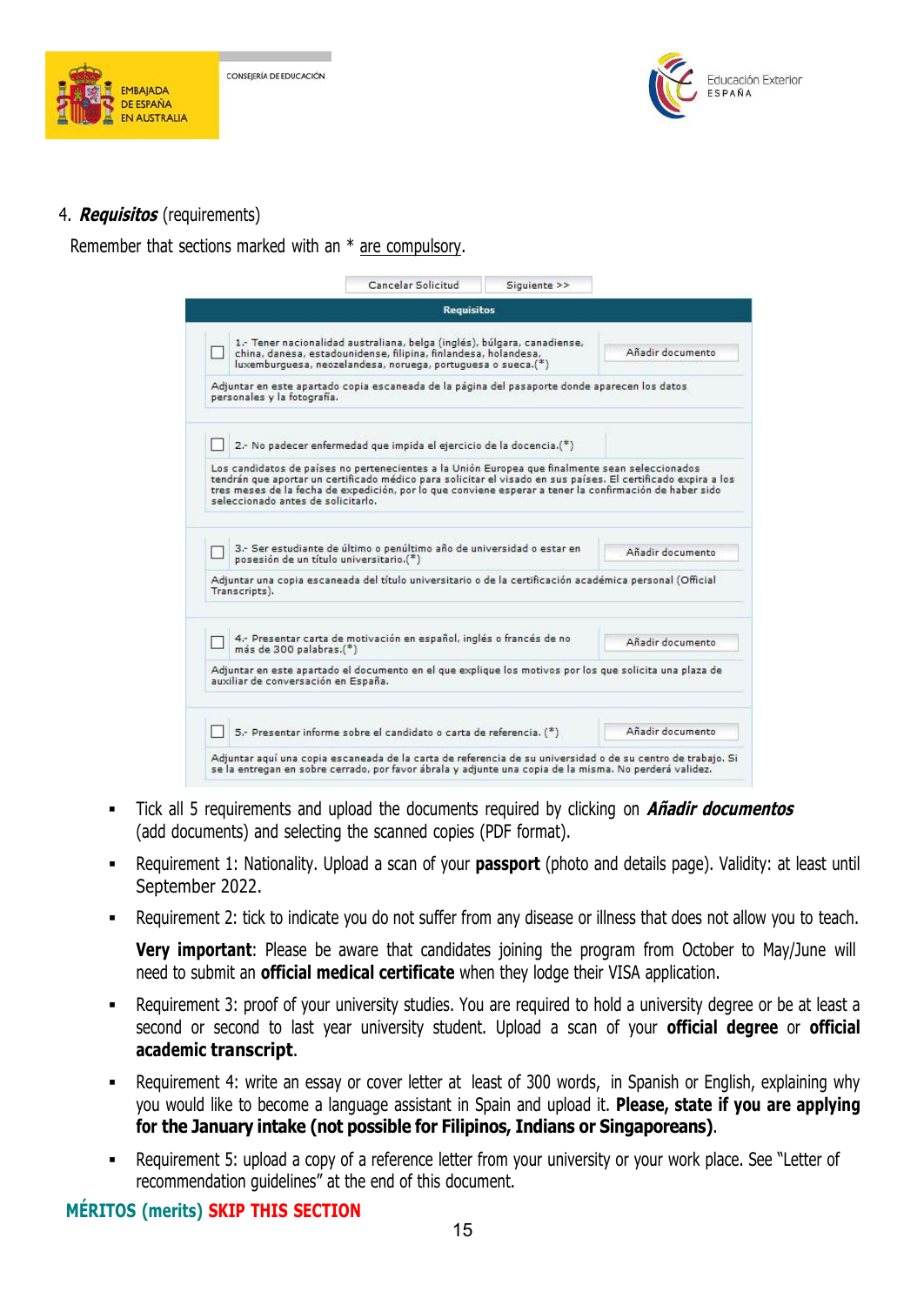4. ***Requisitos*** (requirements)

Remember that sections marked with an * are compulsory.

| Cancelar Solicitud | Siguiente >> |
|---|---|

**Requisitos**

| | | |
|---|---|---|
| ☐ | 1.- Tener nacionalidad australiana, belga (inglés), búlgara, canadiense, china, danesa, estadounidense, filipina, finlandesa, holandesa, luxemburguesa, neozelandesa, noruega, portuguesa o sueca.(*) | Añadir documento |
| | Adjuntar en este apartado copia escaneada de la página del pasaporte donde aparecen los datos personales y la fotografía. | |
| ☐ | 2.- No padecer enfermedad que impida el ejercicio de la docencia.(*) | |
| | Los candidatos de países no pertenecientes a la Unión Europea que finalmente sean seleccionados tendrán que aportar un certificado médico para solicitar el visado en sus países. El certificado expira a los tres meses de la fecha de expedición, por lo que conviene esperar a tener la confirmación de haber sido seleccionado antes de solicitarlo. | |
| ☐ | 3.- Ser estudiante de último o penúltimo año de universidad o estar en posesión de un título universitario.(*) | Añadir documento |
| | Adjuntar una copia escaneada del título universitario o de la certificación académica personal (Official Transcripts). | |
| ☐ | 4.- Presentar carta de motivación en español, inglés o francés de no más de 300 palabras.(*) | Añadir documento |
| | Adjuntar en este apartado el documento en el que explique los motivos por los que solicita una plaza de auxiliar de conversación en España. | |
| ☐ | 5.- Presentar informe sobre el candidato o carta de referencia. (*) | Añadir documento |
| | Adjuntar aquí una copia escaneada de la carta de referencia de su universidad o de su centro de trabajo. Si se la entregan en sobre cerrado, por favor ábrala y adjunte una copia de la misma. No perderá validez. | |

- Tick all 5 requirements and upload the documents required by clicking on ***Añadir documentos*** (add documents) and selecting the scanned copies (PDF format).
- Requirement 1: Nationality. Upload a scan of your **passport** (photo and details page). Validity: at least until September 2022.
- Requirement 2: tick to indicate you do not suffer from any disease or illness that does not allow you to teach.

  **Very important**: Please be aware that candidates joining the program from October to May/June will need to submit an **official medical certificate** when they lodge their VISA application.
- Requirement 3: proof of your university studies. You are required to hold a university degree or be at least a second or second to last year university student. Upload a scan of your **official degree** or **official academic transcript**.
- Requirement 4: write an essay or cover letter at least of 300 words, in Spanish or English, explaining why you would like to become a language assistant in Spain and upload it. **Please, state if you are applying for the January intake (not possible for Filipinos, Indians or Singaporeans)**.
- Requirement 5: upload a copy of a reference letter from your university or your work place. See "Letter of recommendation guidelines" at the end of this document.

**MÉRITOS (merits) SKIP THIS SECTION**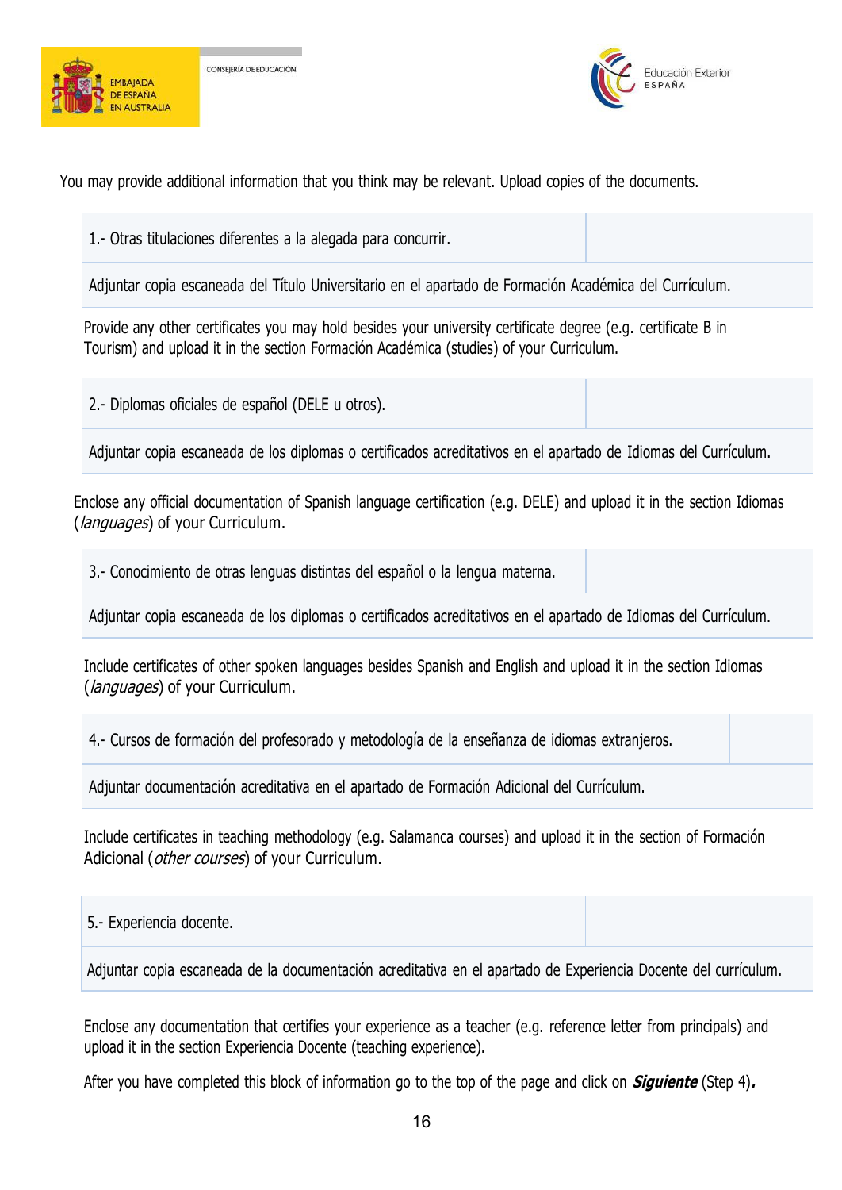You may provide additional information that you think may be relevant. Upload copies of the documents.

| 1.- Otras titulaciones diferentes a la alegada para concurrir. | |
|---|---|
| Adjuntar copia escaneada del Título Universitario en el apartado de Formación Académica del Currículum. | |

Provide any other certificates you may hold besides your university certificate degree (e.g. certificate B in Tourism) and upload it in the section Formación Académica (studies) of your Curriculum.

| 2.- Diplomas oficiales de español (DELE u otros). | |
|---|---|
| Adjuntar copia escaneada de los diplomas o certificados acreditativos en el apartado de Idiomas del Currículum. | |

Enclose any official documentation of Spanish language certification (e.g. DELE) and upload it in the section Idiomas (*languages*) of your Curriculum.

| 3.- Conocimiento de otras lenguas distintas del español o la lengua materna. | |
|---|---|
| Adjuntar copia escaneada de los diplomas o certificados acreditativos en el apartado de Idiomas del Currículum. | |

Include certificates of other spoken languages besides Spanish and English and upload it in the section Idiomas (*languages*) of your Curriculum.

| 4.- Cursos de formación del profesorado y metodología de la enseñanza de idiomas extranjeros. | |
|---|---|
| Adjuntar documentación acreditativa en el apartado de Formación Adicional del Currículum. | |

Include certificates in teaching methodology (e.g. Salamanca courses) and upload it in the section of Formación Adicional (*other courses*) of your Curriculum.

| 5.- Experiencia docente. | |
|---|---|
| Adjuntar copia escaneada de la documentación acreditativa en el apartado de Experiencia Docente del currículum. | |

Enclose any documentation that certifies your experience as a teacher (e.g. reference letter from principals) and upload it in the section Experiencia Docente (teaching experience).

After you have completed this block of information go to the top of the page and click on ***Siguiente*** (Step 4)**.**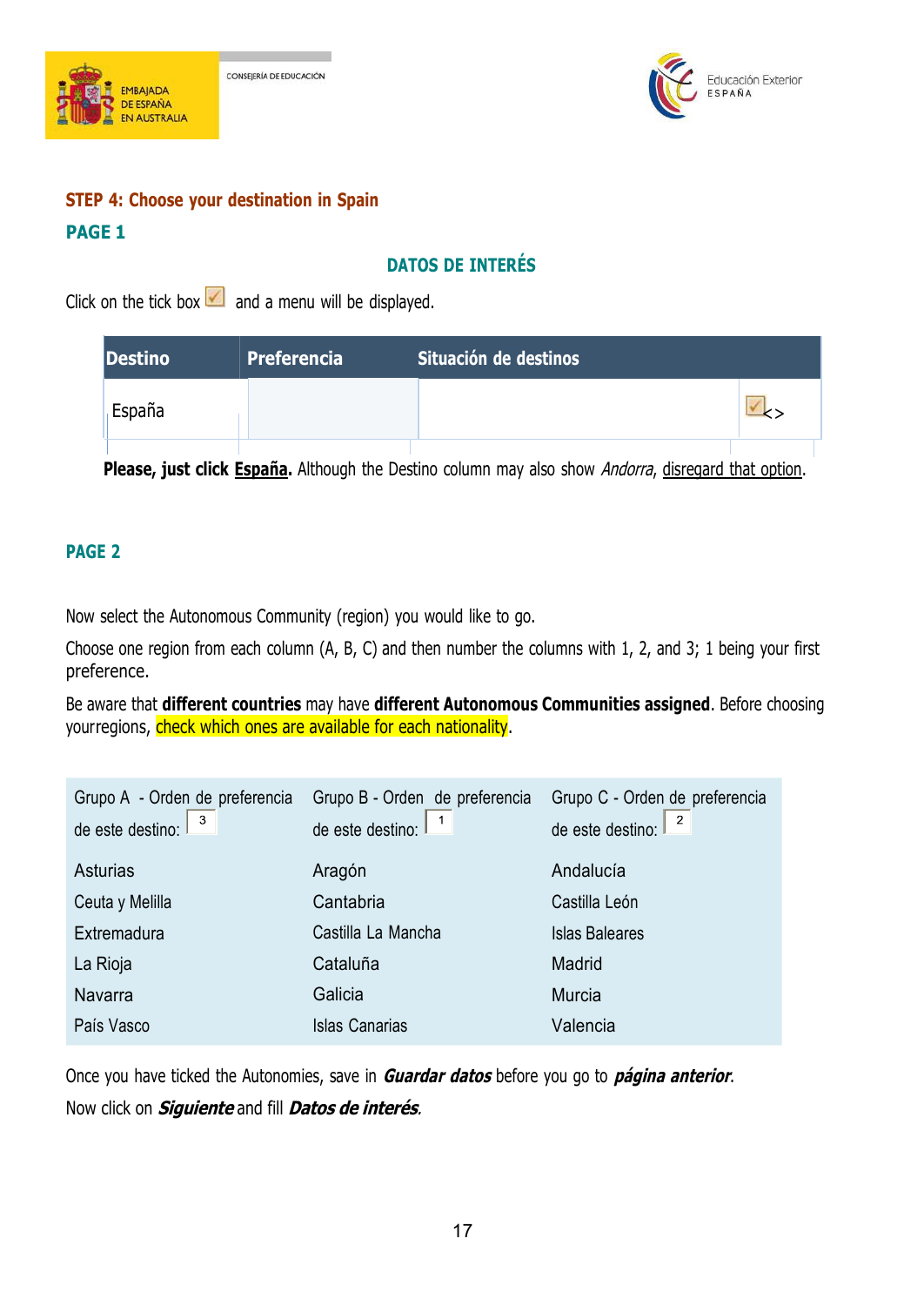**STEP 4: Choose your destination in Spain**

**PAGE 1**

**DATOS DE INTERÉS**

Click on the tick box and a menu will be displayed.

| Destino | Preferencia | Situación de destinos | |
|---|---|---|---|
| España | | | <> |

**Please, just click España.** Although the Destino column may also show *Andorra*, disregard that option.

**PAGE 2**

Now select the Autonomous Community (region) you would like to go.

Choose one region from each column (A, B, C) and then number the columns with 1, 2, and 3; 1 being your first preference.

Be aware that **different countries** may have **different Autonomous Communities assigned**. Before choosing yourregions, check which ones are available for each nationality.

| Grupo A - Orden de preferencia de este destino: 3 | Grupo B - Orden de preferencia de este destino: 1 | Grupo C - Orden de preferencia de este destino: 2 |
|---|---|---|
| Asturias | Aragón | Andalucía |
| Ceuta y Melilla | Cantabria | Castilla León |
| Extremadura | Castilla La Mancha | Islas Baleares |
| La Rioja | Cataluña | Madrid |
| Navarra | Galicia | Murcia |
| País Vasco | Islas Canarias | Valencia |

Once you have ticked the Autonomies, save in ***Guardar datos*** before you go to ***página anterior***.

Now click on ***Siguiente*** and fill ***Datos de interés***.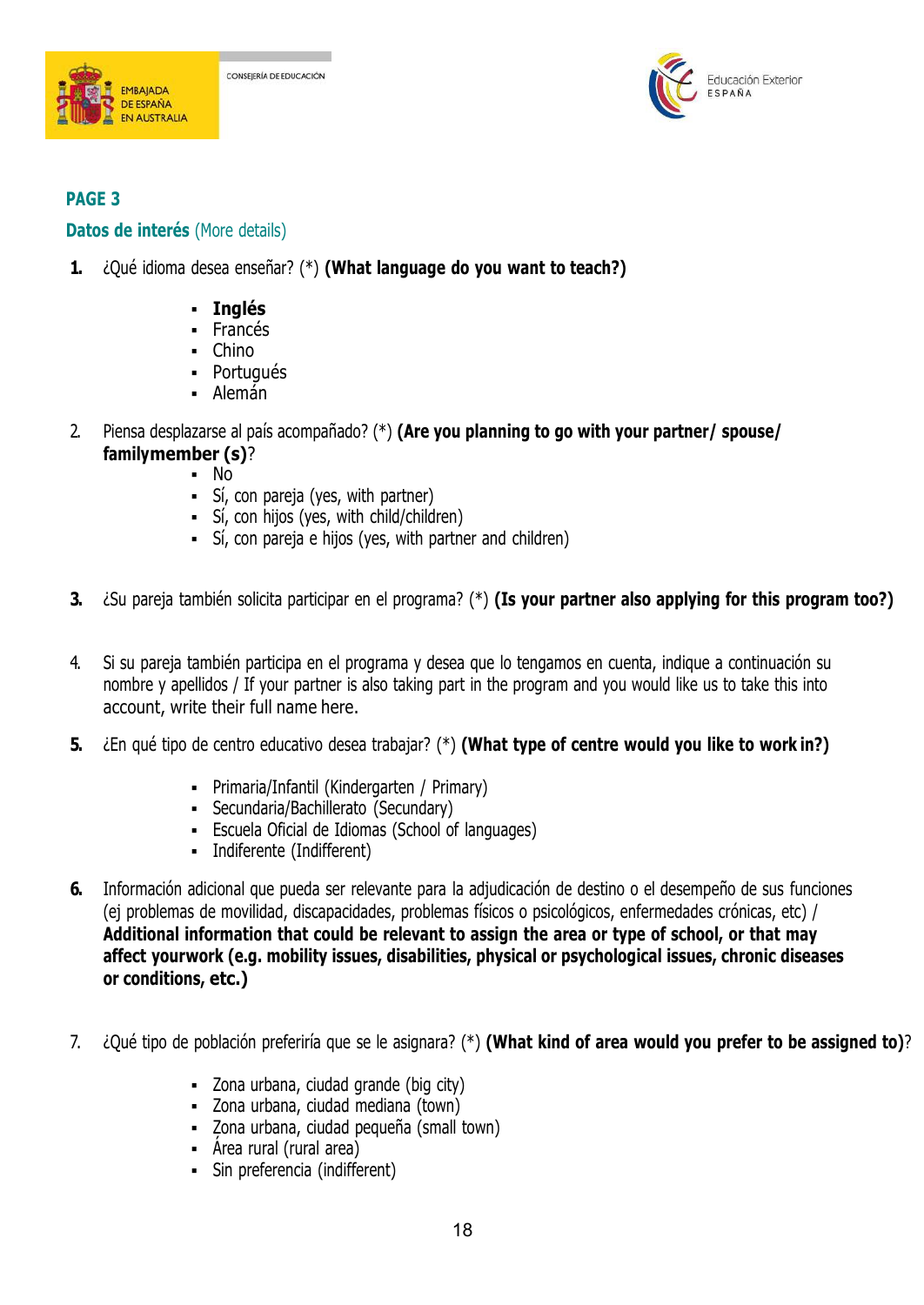## PAGE 3

### Datos de interés (More details)

1. ¿Qué idioma desea enseñar? (*) **(What language do you want to teach?)**

   - **Inglés**
   - Francés
   - Chino
   - Portugués
   - Alemán

2. Piensa desplazarse al país acompañado? (*) **(Are you planning to go with your partner/ spouse/ familymember (s)**?
   - No
   - Sí, con pareja (yes, with partner)
   - Sí, con hijos (yes, with child/children)
   - Sí, con pareja e hijos (yes, with partner and children)

3. ¿Su pareja también solicita participar en el programa? (*) **(Is your partner also applying for this program too?)**

4. Si su pareja también participa en el programa y desea que lo tengamos en cuenta, indique a continuación su nombre y apellidos / If your partner is also taking part in the program and you would like us to take this into account, write their full name here.

5. ¿En qué tipo de centro educativo desea trabajar? (*) **(What type of centre would you like to work in?)**

   - Primaria/Infantil (Kindergarten / Primary)
   - Secundaria/Bachillerato (Secundary)
   - Escuela Oficial de Idiomas (School of languages)
   - Indiferente (Indifferent)

6. Información adicional que pueda ser relevante para la adjudicación de destino o el desempeño de sus funciones (ej problemas de movilidad, discapacidades, problemas físicos o psicológicos, enfermedades crónicas, etc) / **Additional information that could be relevant to assign the area or type of school, or that may affect yourwork (e.g. mobility issues, disabilities, physical or psychological issues, chronic diseases or conditions, etc.)**

7. ¿Qué tipo de población preferiría que se le asignara? (*) **(What kind of area would you prefer to be assigned to)**?

   - Zona urbana, ciudad grande (big city)
   - Zona urbana, ciudad mediana (town)
   - Zona urbana, ciudad pequeña (small town)
   - Área rural (rural area)
   - Sin preferencia (indifferent)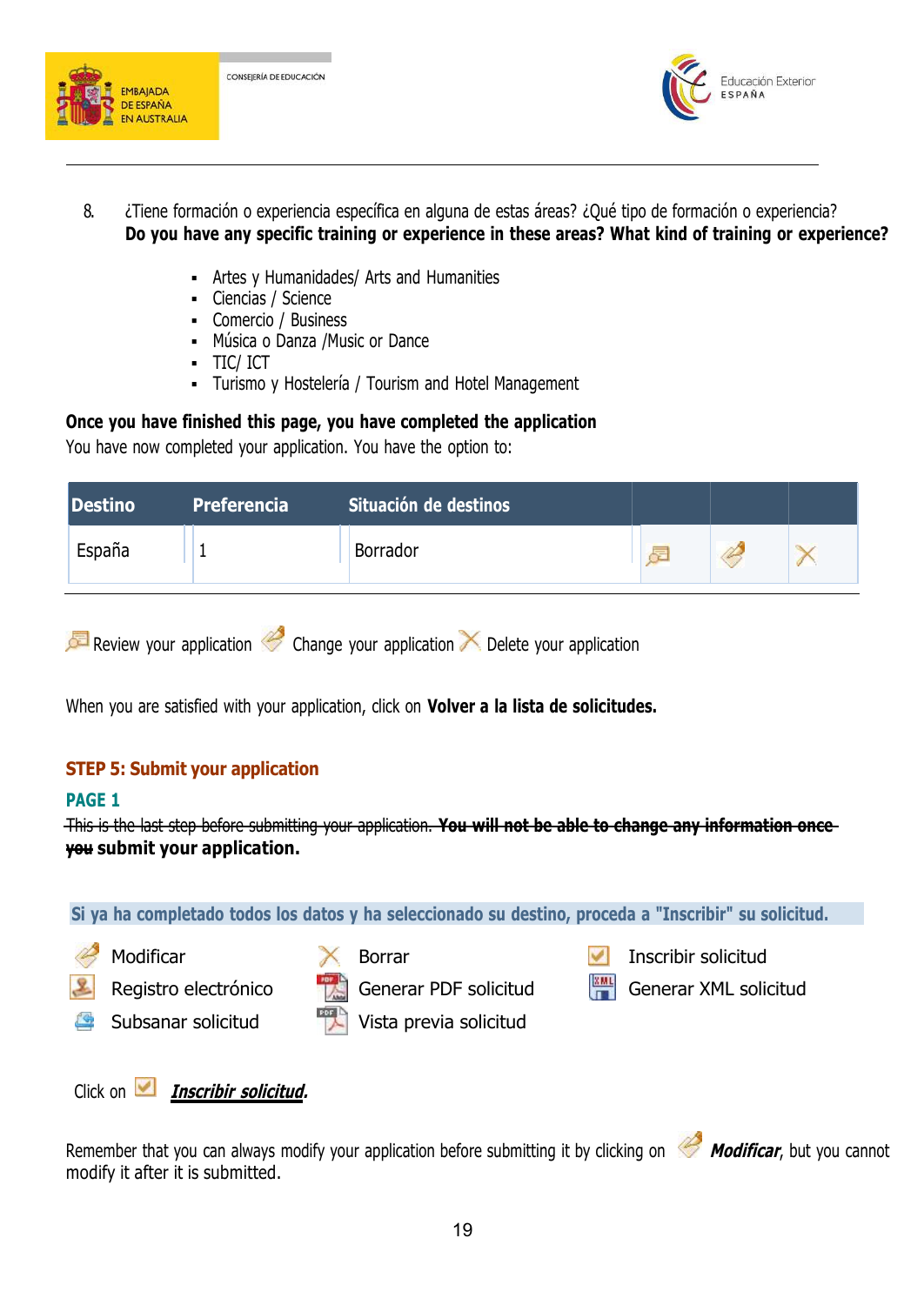8. ¿Tiene formación o experiencia específica en alguna de estas áreas? ¿Qué tipo de formación o experiencia?
   **Do you have any specific training or experience in these areas? What kind of training or experience?**

   - Artes y Humanidades/ Arts and Humanities
   - Ciencias / Science
   - Comercio / Business
   - Música o Danza /Music or Dance
   - TIC/ ICT
   - Turismo y Hostelería / Tourism and Hotel Management

**Once you have finished this page, you have completed the application**

You have now completed your application. You have the option to:

| Destino | Preferencia | Situación de destinos | | | |
|---|---|---|---|---|---|
| España | 1 | Borrador | | | |

Review your application  Change your application  Delete your application

When you are satisfied with your application, click on **Volver a la lista de solicitudes.**

## STEP 5: Submit your application

### PAGE 1

~~This is the last step before submitting your application.~~ **~~You will not be able to change any information once you~~ submit your application.**

**Si ya ha completado todos los datos y ha seleccionado su destino, proceda a "Inscribir" su solicitud.**

| | | |
|---|---|---|
| Modificar | Borrar | Inscribir solicitud |
| Registro electrónico | Generar PDF solicitud | Generar XML solicitud |
| Subsanar solicitud | Vista previa solicitud | |

Click on ***Inscribir solicitud***.

Remember that you can always modify your application before submitting it by clicking on ***Modificar***, but you cannot modify it after it is submitted.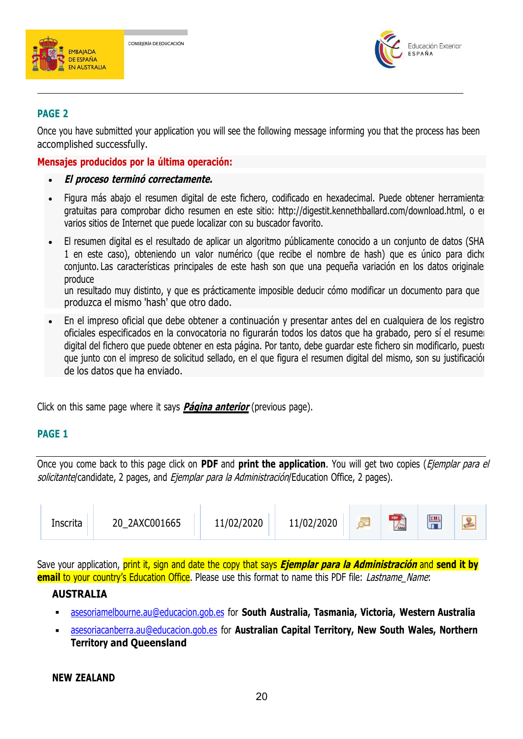## PAGE 2

Once you have submitted your application you will see the following message informing you that the process has been accomplished successfully.

**Mensajes producidos por la última operación:**

- ***El proceso terminó correctamente.***
- Figura más abajo el resumen digital de este fichero, codificado en hexadecimal. Puede obtener herramientas gratuitas para comprobar dicho resumen en este sitio: http://digestit.kennethballard.com/download.html, o en varios sitios de Internet que puede localizar con su buscador favorito.
- El resumen digital es el resultado de aplicar un algoritmo públicamente conocido a un conjunto de datos (SHA 1 en este caso), obteniendo un valor numérico (que recibe el nombre de hash) que es único para dicho conjunto. Las características principales de este hash son que una pequeña variación en los datos originales produce
  un resultado muy distinto, y que es prácticamente imposible deducir cómo modificar un documento para que produzca el mismo 'hash' que otro dado.
- En el impreso oficial que debe obtener a continuación y presentar antes del en cualquiera de los registros oficiales especificados en la convocatoria no figurarán todos los datos que ha grabado, pero sí el resumen digital del fichero que puede obtener en esta página. Por tanto, debe guardar este fichero sin modificarlo, puesto que junto con el impreso de solicitud sellado, en el que figura el resumen digital del mismo, son su justificación de los datos que ha enviado.

Click on this same page where it says ***Página anterior*** (previous page).

## PAGE 1

Once you come back to this page click on **PDF** and **print the application**. You will get two copies (*Ejemplar para el solicitante*/candidate, 2 pages, and *Ejemplar para la Administración*/Education Office, 2 pages).

| Inscrita | 20_2AXC001665 | 11/02/2020 | 11/02/2020 | | PDF | XML | |
|---|---|---|---|---|---|---|---|

Save your application, print it, sign and date the copy that says ***Ejemplar para la Administración*** and **send it by email** to your country's Education Office. Please use this format to name this PDF file: *Lastname_Name*:

**AUSTRALIA**

- asesoriamelbourne.au@educacion.gob.es for **South Australia, Tasmania, Victoria, Western Australia**
- asesoriacanberra.au@educacion.gob.es for **Australian Capital Territory, New South Wales, Northern Territory and Queensland**

**NEW ZEALAND**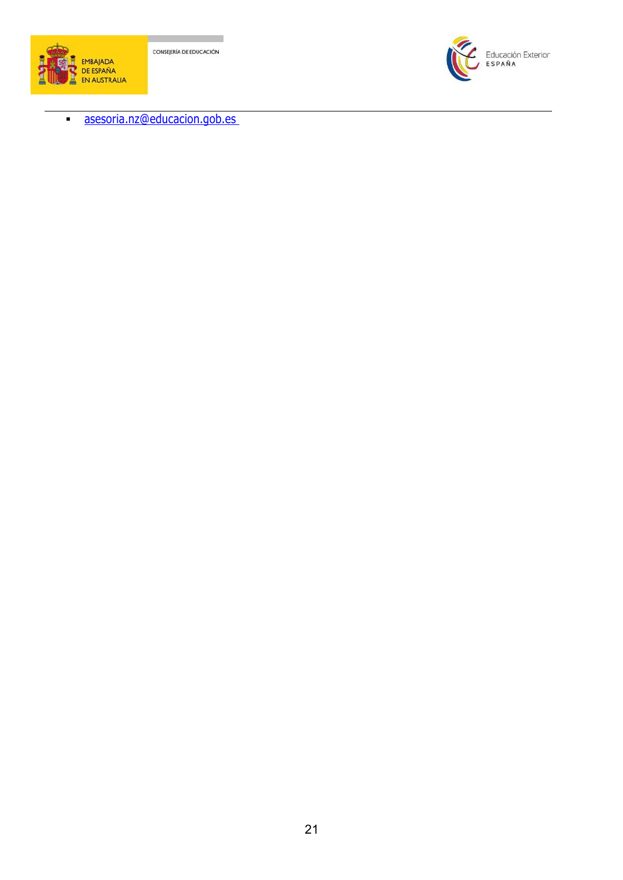- asesoria.nz@educacion.gob.es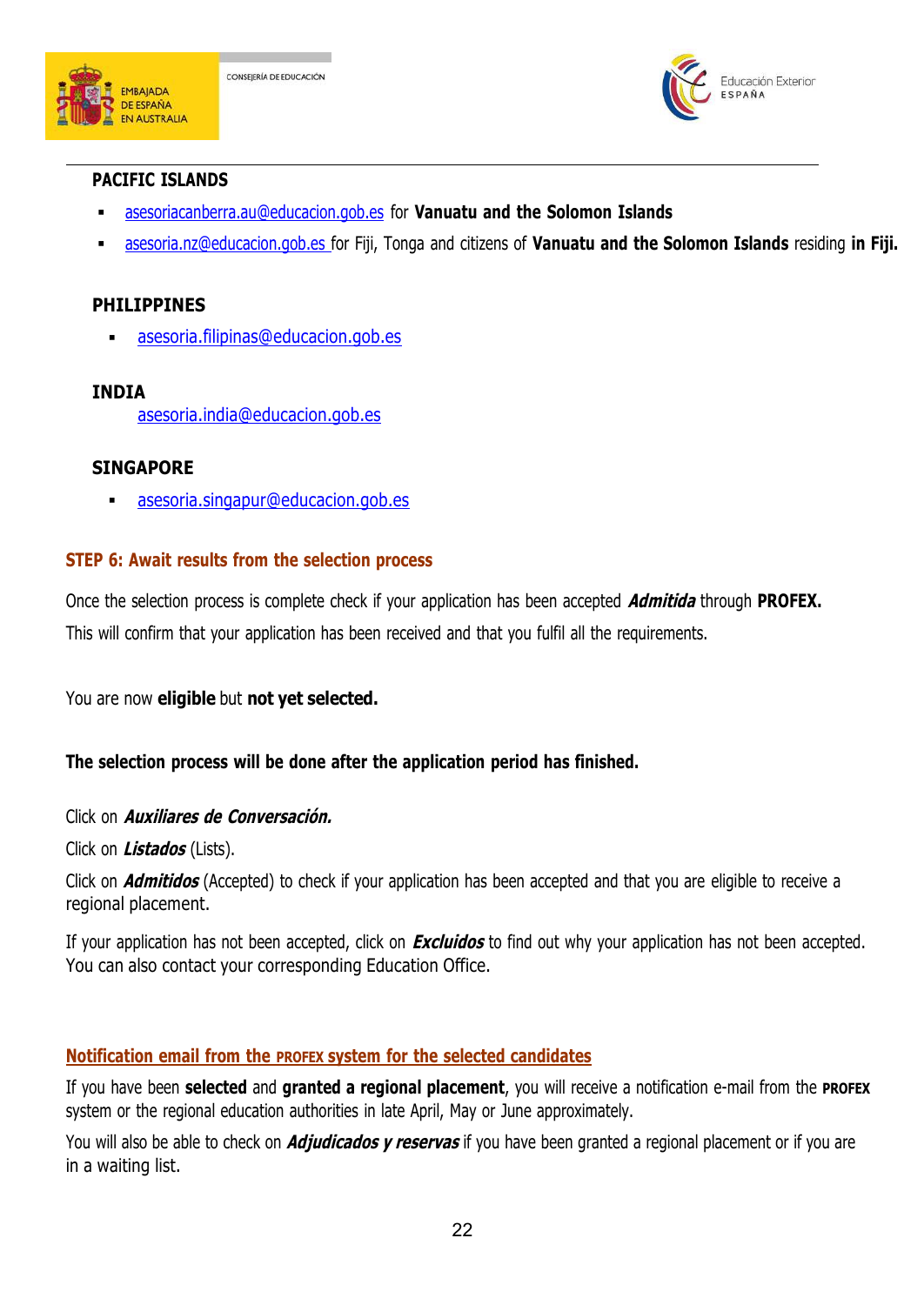**PACIFIC ISLANDS**

- asesoriacanberra.au@educacion.gob.es for **Vanuatu and the Solomon Islands**
- asesoria.nz@educacion.gob.es for Fiji, Tonga and citizens of **Vanuatu and the Solomon Islands** residing **in Fiji.**

**PHILIPPINES**

- asesoria.filipinas@educacion.gob.es

**INDIA**

asesoria.india@educacion.gob.es

**SINGAPORE**

- asesoria.singapur@educacion.gob.es

## STEP 6: Await results from the selection process

Once the selection process is complete check if your application has been accepted ***Admitida*** through **PROFEX.**

This will confirm that your application has been received and that you fulfil all the requirements.

You are now **eligible** but **not yet selected.**

**The selection process will be done after the application period has finished.**

Click on ***Auxiliares de Conversación.***

Click on ***Listados*** (Lists).

Click on ***Admitidos*** (Accepted) to check if your application has been accepted and that you are eligible to receive a regional placement.

If your application has not been accepted, click on ***Excluidos*** to find out why your application has not been accepted. You can also contact your corresponding Education Office.

### Notification email from the PROFEX system for the selected candidates

If you have been **selected** and **granted a regional placement**, you will receive a notification e-mail from the **PROFEX** system or the regional education authorities in late April, May or June approximately.

You will also be able to check on ***Adjudicados y reservas*** if you have been granted a regional placement or if you are in a waiting list.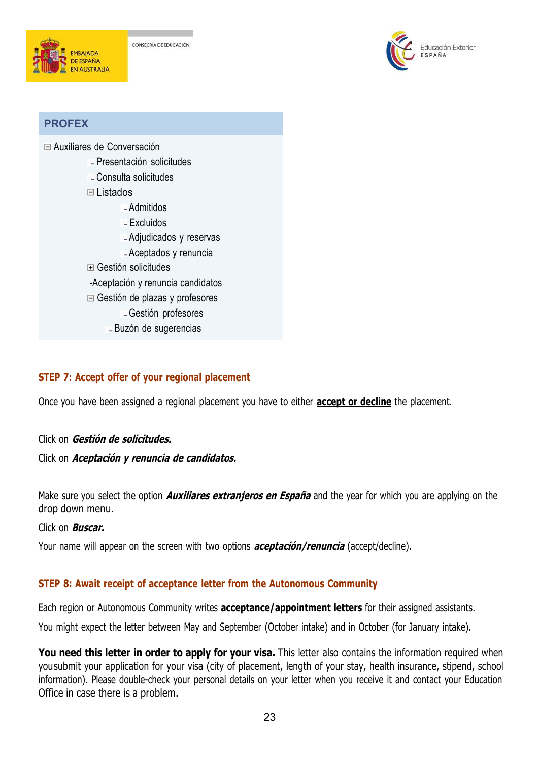**PROFEX**

- ⊟ Auxiliares de Conversación
  - Presentación solicitudes
  - Consulta solicitudes
  - ⊟ Listados
    - Admitidos
    - Excluidos
    - Adjudicados y reservas
    - Aceptados y renuncia
  - ⊞ Gestión solicitudes
  - -Aceptación y renuncia candidatos
  - ⊟ Gestión de plazas y profesores
    - Gestión profesores
  - Buzón de sugerencias

## STEP 7: Accept offer of your regional placement

Once you have been assigned a regional placement you have to either **accept or decline** the placement.

Click on ***Gestión de solicitudes.***

Click on ***Aceptación y renuncia de candidatos.***

Make sure you select the option ***Auxiliares extranjeros en España*** and the year for which you are applying on the drop down menu.

Click on ***Buscar.***

Your name will appear on the screen with two options ***aceptación/renuncia*** (accept/decline).

## STEP 8: Await receipt of acceptance letter from the Autonomous Community

Each region or Autonomous Community writes **acceptance/appointment letters** for their assigned assistants.

You might expect the letter between May and September (October intake) and in October (for January intake).

**You need this letter in order to apply for your visa.** This letter also contains the information required when yousubmit your application for your visa (city of placement, length of your stay, health insurance, stipend, school information). Please double-check your personal details on your letter when you receive it and contact your Education Office in case there is a problem.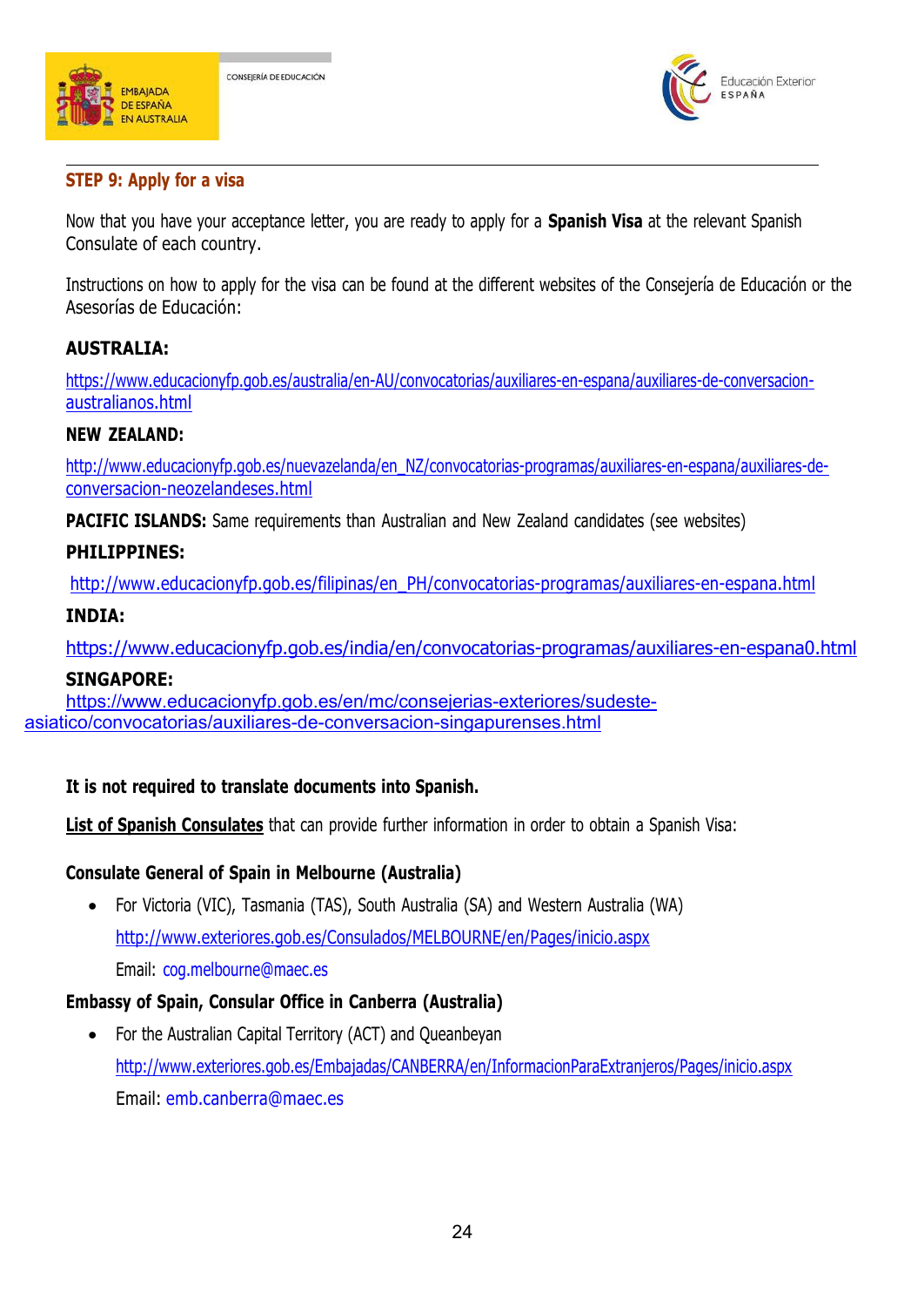## STEP 9: Apply for a visa

Now that you have your acceptance letter, you are ready to apply for a **Spanish Visa** at the relevant Spanish Consulate of each country.

Instructions on how to apply for the visa can be found at the different websites of the Consejería de Educación or the Asesorías de Educación:

**AUSTRALIA:**

https://www.educacionyfp.gob.es/australia/en-AU/convocatorias/auxiliares-en-espana/auxiliares-de-conversacion-australianos.html

**NEW ZEALAND:**

http://www.educacionyfp.gob.es/nuevazelanda/en_NZ/convocatorias-programas/auxiliares-en-espana/auxiliares-de-conversacion-neozelandeses.html

**PACIFIC ISLANDS:** Same requirements than Australian and New Zealand candidates (see websites)

**PHILIPPINES:**

http://www.educacionyfp.gob.es/filipinas/en_PH/convocatorias-programas/auxiliares-en-espana.html

**INDIA:**

https://www.educacionyfp.gob.es/india/en/convocatorias-programas/auxiliares-en-espana0.html

**SINGAPORE:**

https://www.educacionyfp.gob.es/en/mc/consejerias-exteriores/sudeste-asiatico/convocatorias/auxiliares-de-conversacion-singapurenses.html

**It is not required to translate documents into Spanish.**

**List of Spanish Consulates** that can provide further information in order to obtain a Spanish Visa:

**Consulate General of Spain in Melbourne (Australia)**

- For Victoria (VIC), Tasmania (TAS), South Australia (SA) and Western Australia (WA)

  http://www.exteriores.gob.es/Consulados/MELBOURNE/en/Pages/inicio.aspx

  Email: cog.melbourne@maec.es

**Embassy of Spain, Consular Office in Canberra (Australia)**

- For the Australian Capital Territory (ACT) and Queanbeyan

  http://www.exteriores.gob.es/Embajadas/CANBERRA/en/InformacionParaExtranjeros/Pages/inicio.aspx

  Email: emb.canberra@maec.es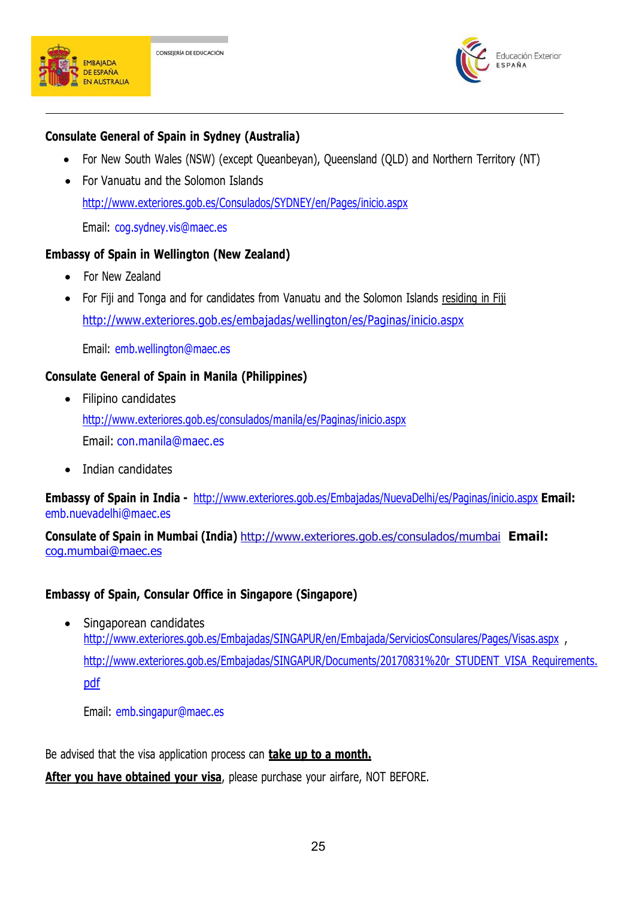**Consulate General of Spain in Sydney (Australia)**

- For New South Wales (NSW) (except Queanbeyan), Queensland (QLD) and Northern Territory (NT)
- For Vanuatu and the Solomon Islands

  http://www.exteriores.gob.es/Consulados/SYDNEY/en/Pages/inicio.aspx

  Email: cog.sydney.vis@maec.es

**Embassy of Spain in Wellington (New Zealand)**

- For New Zealand
- For Fiji and Tonga and for candidates from Vanuatu and the Solomon Islands residing in Fiji

  http://www.exteriores.gob.es/embajadas/wellington/es/Paginas/inicio.aspx

  Email: emb.wellington@maec.es

**Consulate General of Spain in Manila (Philippines)**

- Filipino candidates

  http://www.exteriores.gob.es/consulados/manila/es/Paginas/inicio.aspx

  Email: con.manila@maec.es

- Indian candidates

**Embassy of Spain in India -** http://www.exteriores.gob.es/Embajadas/NuevaDelhi/es/Paginas/inicio.aspx **Email:** emb.nuevadelhi@maec.es

**Consulate of Spain in Mumbai (India)** http://www.exteriores.gob.es/consulados/mumbai **Email:** cog.mumbai@maec.es

**Embassy of Spain, Consular Office in Singapore (Singapore)**

- Singaporean candidates

  http://www.exteriores.gob.es/Embajadas/SINGAPUR/en/Embajada/ServiciosConsulares/Pages/Visas.aspx , http://www.exteriores.gob.es/Embajadas/SINGAPUR/Documents/20170831%20r_STUDENT_VISA_Requirements.pdf

  Email: emb.singapur@maec.es

Be advised that the visa application process can **take up to a month.**

**After you have obtained your visa**, please purchase your airfare, NOT BEFORE.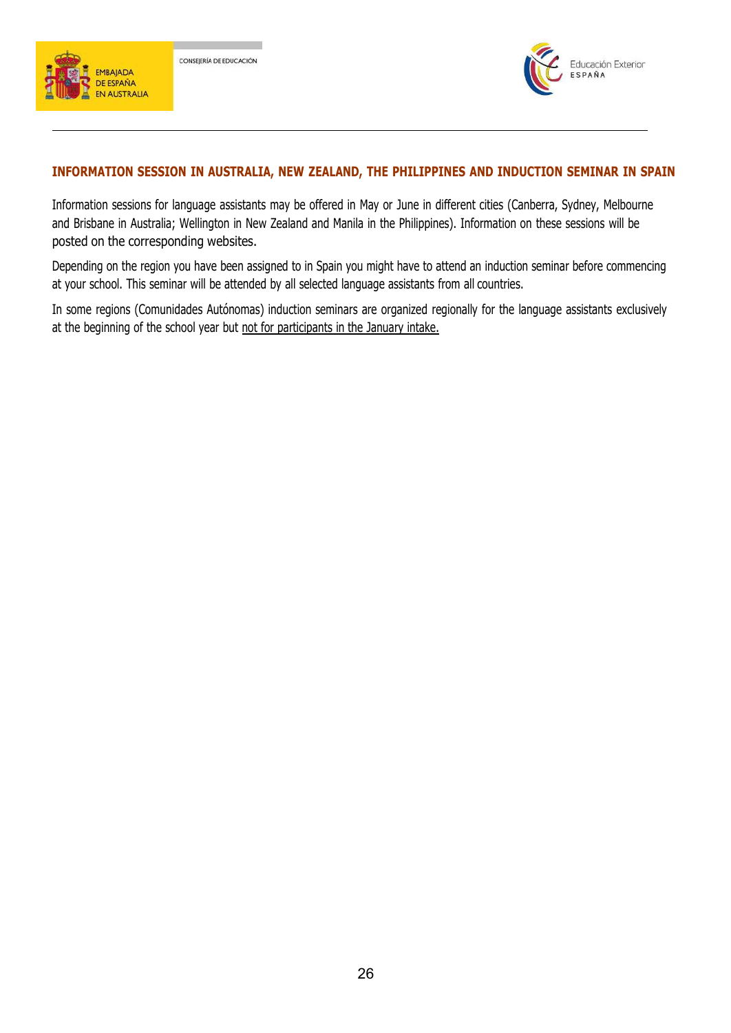## INFORMATION SESSION IN AUSTRALIA, NEW ZEALAND, THE PHILIPPINES AND INDUCTION SEMINAR IN SPAIN

Information sessions for language assistants may be offered in May or June in different cities (Canberra, Sydney, Melbourne and Brisbane in Australia; Wellington in New Zealand and Manila in the Philippines). Information on these sessions will be posted on the corresponding websites.

Depending on the region you have been assigned to in Spain you might have to attend an induction seminar before commencing at your school. This seminar will be attended by all selected language assistants from all countries.

In some regions (Comunidades Autónomas) induction seminars are organized regionally for the language assistants exclusively at the beginning of the school year but not for participants in the January intake.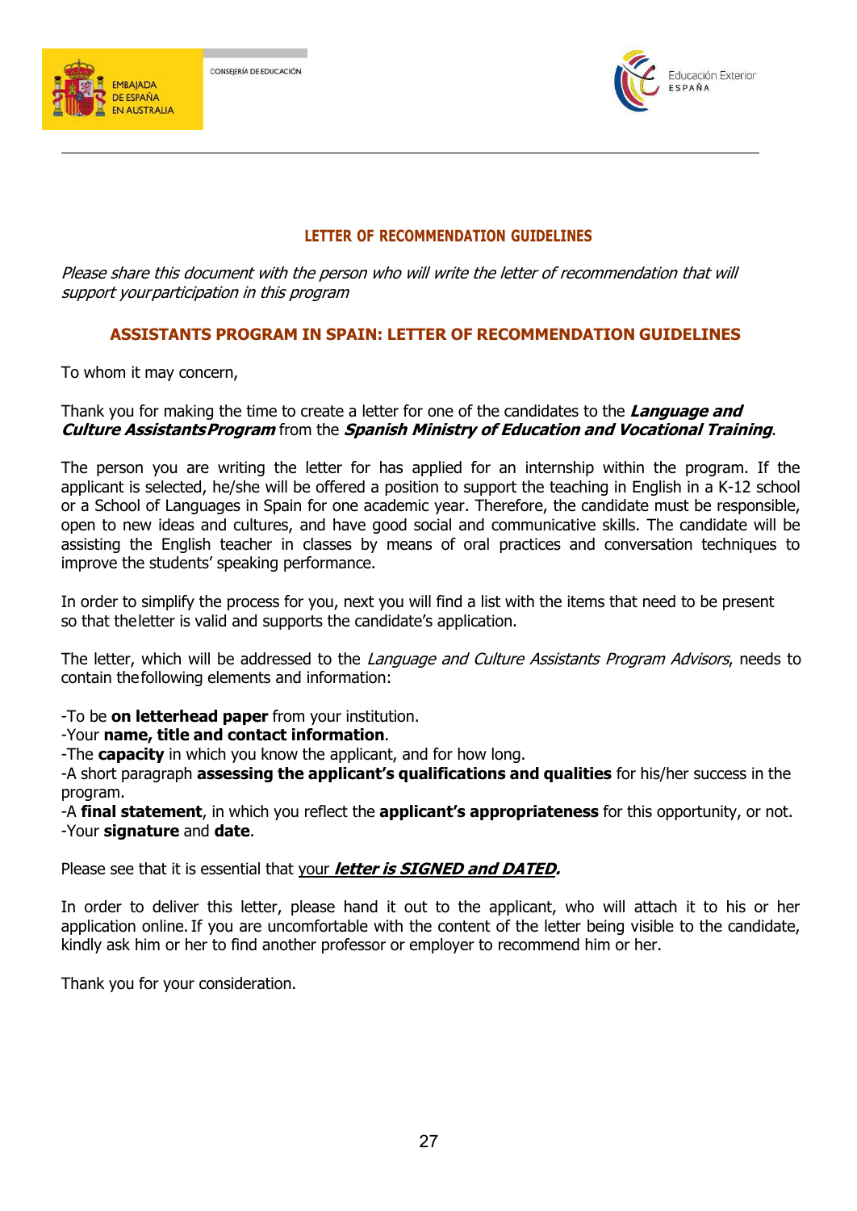EMBAJADA DE ESPAÑA EN AUSTRALIA

CONSEJERÍA DE EDUCACIÓN

Educación Exterior ESPAÑA

## LETTER OF RECOMMENDATION GUIDELINES

*Please share this document with the person who will write the letter of recommendation that will support your participation in this program*

## ASSISTANTS PROGRAM IN SPAIN: LETTER OF RECOMMENDATION GUIDELINES

To whom it may concern,

Thank you for making the time to create a letter for one of the candidates to the ***Language and Culture Assistants Program*** from the ***Spanish Ministry of Education and Vocational Training***.

The person you are writing the letter for has applied for an internship within the program. If the applicant is selected, he/she will be offered a position to support the teaching in English in a K-12 school or a School of Languages in Spain for one academic year. Therefore, the candidate must be responsible, open to new ideas and cultures, and have good social and communicative skills. The candidate will be assisting the English teacher in classes by means of oral practices and conversation techniques to improve the students' speaking performance.

In order to simplify the process for you, next you will find a list with the items that need to be present so that the letter is valid and supports the candidate's application.

The letter, which will be addressed to the *Language and Culture Assistants Program Advisors*, needs to contain the following elements and information:

-To be **on letterhead paper** from your institution.
-Your **name, title and contact information**.
-The **capacity** in which you know the applicant, and for how long.
-A short paragraph **assessing the applicant's qualifications and qualities** for his/her success in the program.
-A **final statement**, in which you reflect the **applicant's appropriateness** for this opportunity, or not.
-Your **signature** and **date**.

Please see that it is essential that your ***letter is SIGNED and DATED.***

In order to deliver this letter, please hand it out to the applicant, who will attach it to his or her application online. If you are uncomfortable with the content of the letter being visible to the candidate, kindly ask him or her to find another professor or employer to recommend him or her.

Thank you for your consideration.